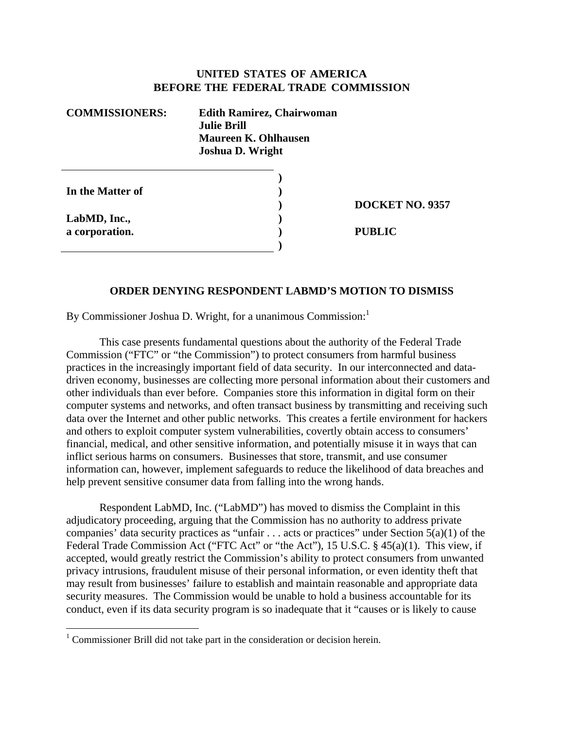**UNITED STATES OF AMERICA**
**BEFORE THE FEDERAL TRADE COMMISSION**

| | |
|---|---|
| **COMMISSIONERS:** | **Edith Ramirez, Chairwoman** |
| | **Julie Brill** |
| | **Maureen K. Ohlhausen** |
| | **Joshua D. Wright** |

| | | |
|---|---|---|
| **In the Matter of** | ) | |
| | ) | **DOCKET NO. 9357** |
| **LabMD, Inc.,** | ) | |
| **a corporation.** | ) | **PUBLIC** |

## ORDER DENYING RESPONDENT LABMD'S MOTION TO DISMISS

By Commissioner Joshua D. Wright, for a unanimous Commission:[1]

This case presents fundamental questions about the authority of the Federal Trade Commission ("FTC" or "the Commission") to protect consumers from harmful business practices in the increasingly important field of data security. In our interconnected and data-driven economy, businesses are collecting more personal information about their customers and other individuals than ever before. Companies store this information in digital form on their computer systems and networks, and often transact business by transmitting and receiving such data over the Internet and other public networks. This creates a fertile environment for hackers and others to exploit computer system vulnerabilities, covertly obtain access to consumers' financial, medical, and other sensitive information, and potentially misuse it in ways that can inflict serious harms on consumers. Businesses that store, transmit, and use consumer information can, however, implement safeguards to reduce the likelihood of data breaches and help prevent sensitive consumer data from falling into the wrong hands.

Respondent LabMD, Inc. ("LabMD") has moved to dismiss the Complaint in this adjudicatory proceeding, arguing that the Commission has no authority to address private companies' data security practices as "unfair . . . acts or practices" under Section 5(a)(1) of the Federal Trade Commission Act ("FTC Act" or "the Act"), 15 U.S.C. § 45(a)(1). This view, if accepted, would greatly restrict the Commission's ability to protect consumers from unwanted privacy intrusions, fraudulent misuse of their personal information, or even identity theft that may result from businesses' failure to establish and maintain reasonable and appropriate data security measures. The Commission would be unable to hold a business accountable for its conduct, even if its data security program is so inadequate that it "causes or is likely to cause

[1] Commissioner Brill did not take part in the consideration or decision herein.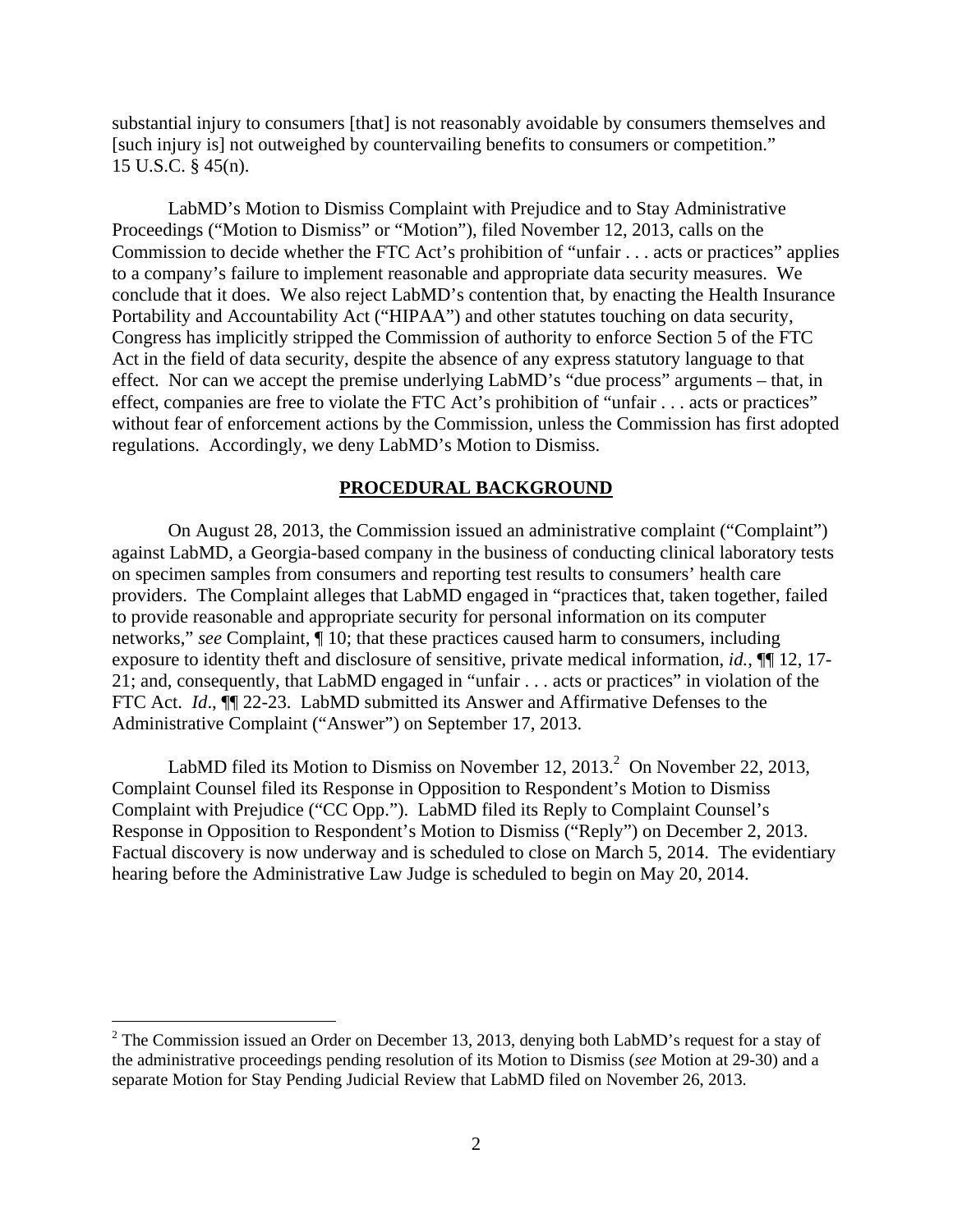substantial injury to consumers [that] is not reasonably avoidable by consumers themselves and [such injury is] not outweighed by countervailing benefits to consumers or competition." 15 U.S.C. § 45(n).

LabMD's Motion to Dismiss Complaint with Prejudice and to Stay Administrative Proceedings ("Motion to Dismiss" or "Motion"), filed November 12, 2013, calls on the Commission to decide whether the FTC Act's prohibition of "unfair . . . acts or practices" applies to a company's failure to implement reasonable and appropriate data security measures. We conclude that it does. We also reject LabMD's contention that, by enacting the Health Insurance Portability and Accountability Act ("HIPAA") and other statutes touching on data security, Congress has implicitly stripped the Commission of authority to enforce Section 5 of the FTC Act in the field of data security, despite the absence of any express statutory language to that effect. Nor can we accept the premise underlying LabMD's "due process" arguments – that, in effect, companies are free to violate the FTC Act's prohibition of "unfair . . . acts or practices" without fear of enforcement actions by the Commission, unless the Commission has first adopted regulations. Accordingly, we deny LabMD's Motion to Dismiss.

## PROCEDURAL BACKGROUND

On August 28, 2013, the Commission issued an administrative complaint ("Complaint") against LabMD, a Georgia-based company in the business of conducting clinical laboratory tests on specimen samples from consumers and reporting test results to consumers' health care providers. The Complaint alleges that LabMD engaged in "practices that, taken together, failed to provide reasonable and appropriate security for personal information on its computer networks," *see* Complaint, ¶ 10; that these practices caused harm to consumers, including exposure to identity theft and disclosure of sensitive, private medical information, *id.*, ¶¶ 12, 17-21; and, consequently, that LabMD engaged in "unfair . . . acts or practices" in violation of the FTC Act. *Id*., ¶¶ 22-23. LabMD submitted its Answer and Affirmative Defenses to the Administrative Complaint ("Answer") on September 17, 2013.

LabMD filed its Motion to Dismiss on November 12, 2013.[2] On November 22, 2013, Complaint Counsel filed its Response in Opposition to Respondent's Motion to Dismiss Complaint with Prejudice ("CC Opp."). LabMD filed its Reply to Complaint Counsel's Response in Opposition to Respondent's Motion to Dismiss ("Reply") on December 2, 2013. Factual discovery is now underway and is scheduled to close on March 5, 2014. The evidentiary hearing before the Administrative Law Judge is scheduled to begin on May 20, 2014.

[2] The Commission issued an Order on December 13, 2013, denying both LabMD's request for a stay of the administrative proceedings pending resolution of its Motion to Dismiss (*see* Motion at 29-30) and a separate Motion for Stay Pending Judicial Review that LabMD filed on November 26, 2013.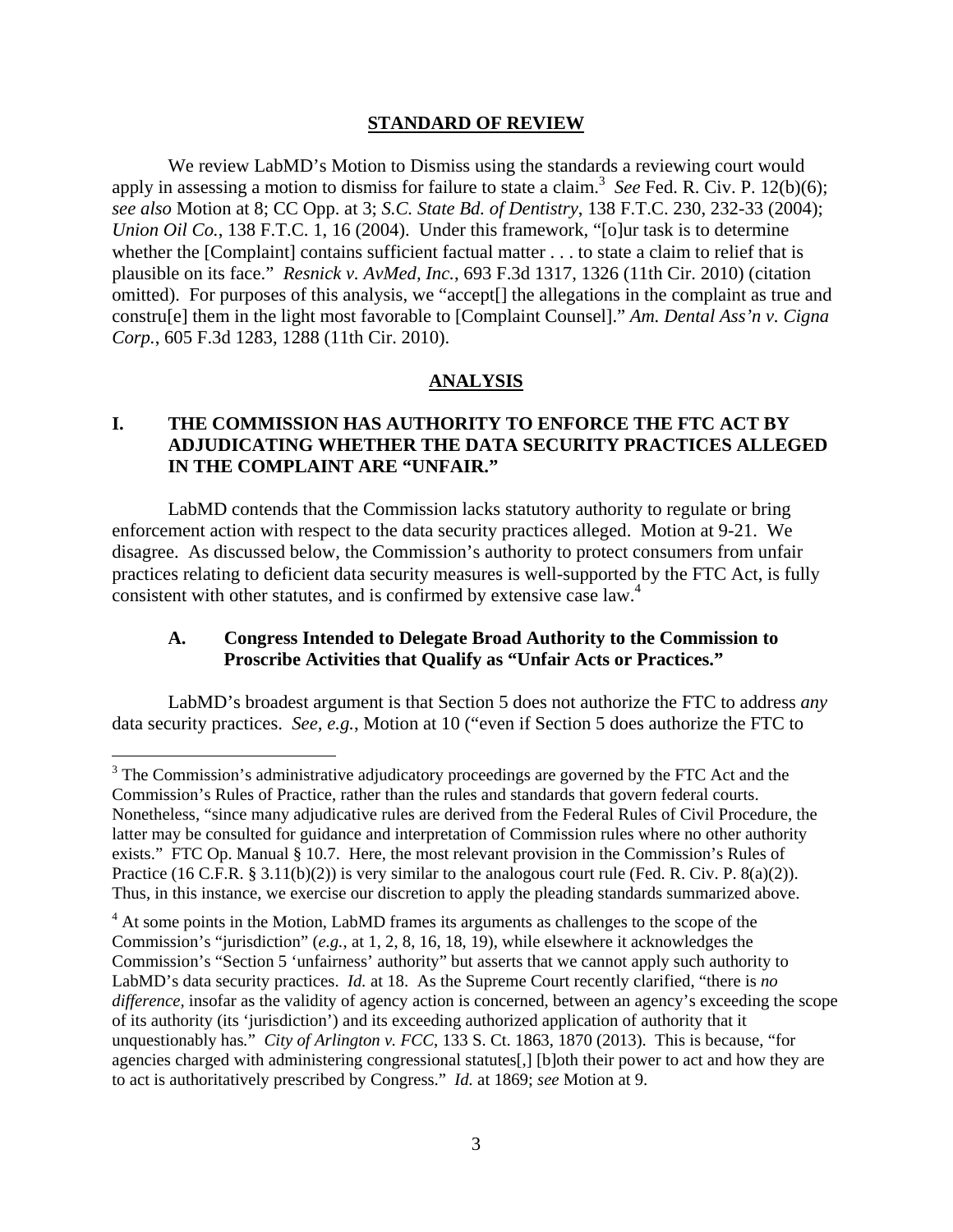## STANDARD OF REVIEW

We review LabMD's Motion to Dismiss using the standards a reviewing court would apply in assessing a motion to dismiss for failure to state a claim.[3] *See* Fed. R. Civ. P. 12(b)(6); *see also* Motion at 8; CC Opp. at 3; *S.C. State Bd. of Dentistry*, 138 F.T.C. 230, 232-33 (2004); *Union Oil Co.*, 138 F.T.C. 1, 16 (2004). Under this framework, "[o]ur task is to determine whether the [Complaint] contains sufficient factual matter . . . to state a claim to relief that is plausible on its face." *Resnick v. AvMed, Inc.*, 693 F.3d 1317, 1326 (11th Cir. 2010) (citation omitted). For purposes of this analysis, we "accept[] the allegations in the complaint as true and constru[e] them in the light most favorable to [Complaint Counsel]." *Am. Dental Ass'n v. Cigna Corp.*, 605 F.3d 1283, 1288 (11th Cir. 2010).

## ANALYSIS

### I. THE COMMISSION HAS AUTHORITY TO ENFORCE THE FTC ACT BY ADJUDICATING WHETHER THE DATA SECURITY PRACTICES ALLEGED IN THE COMPLAINT ARE "UNFAIR."

LabMD contends that the Commission lacks statutory authority to regulate or bring enforcement action with respect to the data security practices alleged. Motion at 9-21. We disagree. As discussed below, the Commission's authority to protect consumers from unfair practices relating to deficient data security measures is well-supported by the FTC Act, is fully consistent with other statutes, and is confirmed by extensive case law.[4]

#### A. Congress Intended to Delegate Broad Authority to the Commission to Proscribe Activities that Qualify as "Unfair Acts or Practices."

LabMD's broadest argument is that Section 5 does not authorize the FTC to address *any* data security practices. *See, e.g.*, Motion at 10 ("even if Section 5 does authorize the FTC to

---

[3] The Commission's administrative adjudicatory proceedings are governed by the FTC Act and the Commission's Rules of Practice, rather than the rules and standards that govern federal courts. Nonetheless, "since many adjudicative rules are derived from the Federal Rules of Civil Procedure, the latter may be consulted for guidance and interpretation of Commission rules where no other authority exists." FTC Op. Manual § 10.7. Here, the most relevant provision in the Commission's Rules of Practice (16 C.F.R. § 3.11(b)(2)) is very similar to the analogous court rule (Fed. R. Civ. P. 8(a)(2)). Thus, in this instance, we exercise our discretion to apply the pleading standards summarized above.

[4] At some points in the Motion, LabMD frames its arguments as challenges to the scope of the Commission's "jurisdiction" (*e.g.*, at 1, 2, 8, 16, 18, 19), while elsewhere it acknowledges the Commission's "Section 5 'unfairness' authority" but asserts that we cannot apply such authority to LabMD's data security practices. *Id.* at 18. As the Supreme Court recently clarified, "there is *no difference*, insofar as the validity of agency action is concerned, between an agency's exceeding the scope of its authority (its 'jurisdiction') and its exceeding authorized application of authority that it unquestionably has." *City of Arlington v. FCC*, 133 S. Ct. 1863, 1870 (2013). This is because, "for agencies charged with administering congressional statutes[,] [b]oth their power to act and how they are to act is authoritatively prescribed by Congress." *Id.* at 1869; *see* Motion at 9.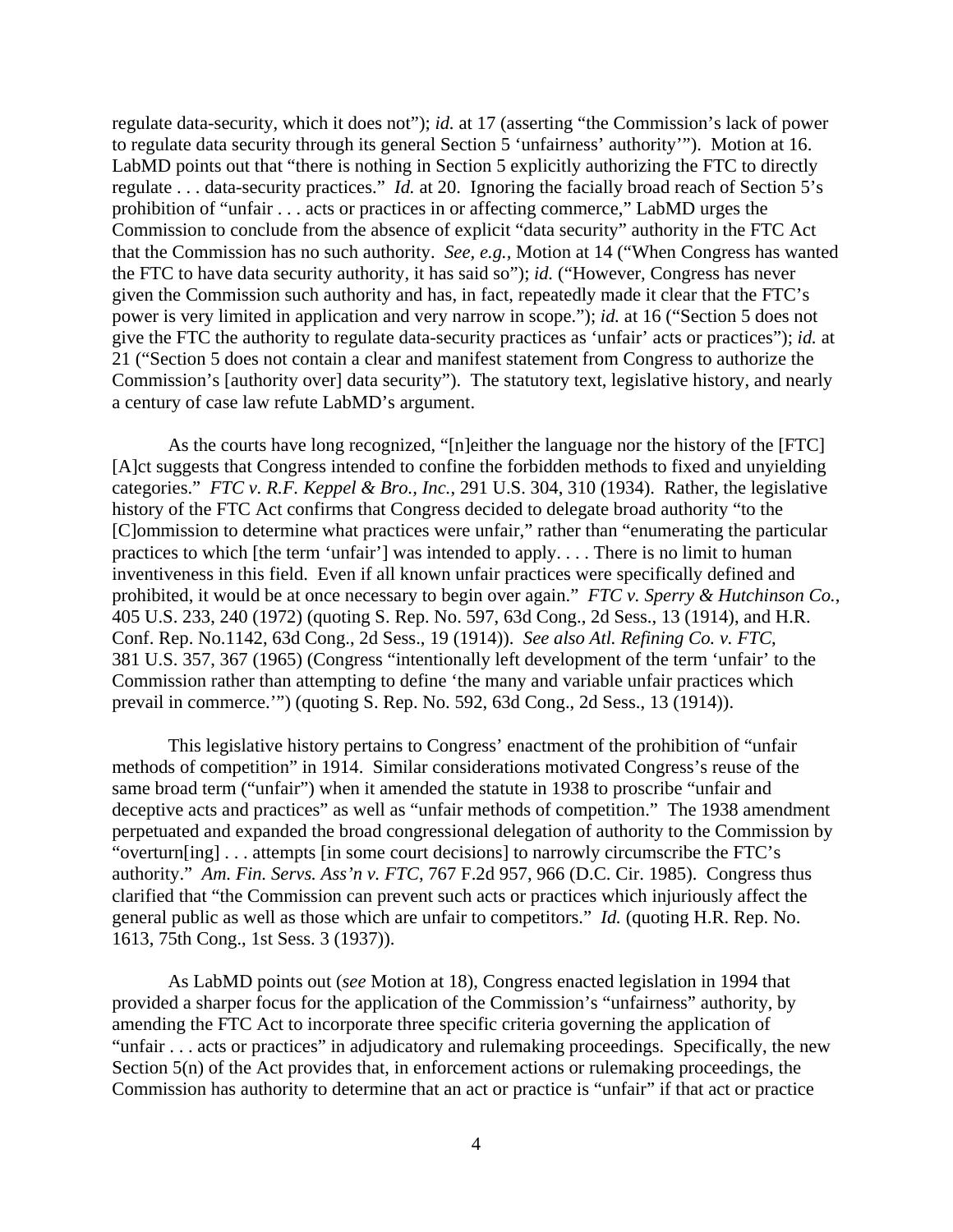regulate data-security, which it does not"); *id.* at 17 (asserting "the Commission's lack of power to regulate data security through its general Section 5 'unfairness' authority'"). Motion at 16. LabMD points out that "there is nothing in Section 5 explicitly authorizing the FTC to directly regulate . . . data-security practices." *Id.* at 20. Ignoring the facially broad reach of Section 5's prohibition of "unfair . . . acts or practices in or affecting commerce," LabMD urges the Commission to conclude from the absence of explicit "data security" authority in the FTC Act that the Commission has no such authority. *See, e.g.*, Motion at 14 ("When Congress has wanted the FTC to have data security authority, it has said so"); *id.* ("However, Congress has never given the Commission such authority and has, in fact, repeatedly made it clear that the FTC's power is very limited in application and very narrow in scope."); *id.* at 16 ("Section 5 does not give the FTC the authority to regulate data-security practices as 'unfair' acts or practices"); *id.* at 21 ("Section 5 does not contain a clear and manifest statement from Congress to authorize the Commission's [authority over] data security"). The statutory text, legislative history, and nearly a century of case law refute LabMD's argument.

As the courts have long recognized, "[n]either the language nor the history of the [FTC] [A]ct suggests that Congress intended to confine the forbidden methods to fixed and unyielding categories." *FTC v. R.F. Keppel & Bro., Inc.*, 291 U.S. 304, 310 (1934). Rather, the legislative history of the FTC Act confirms that Congress decided to delegate broad authority "to the [C]ommission to determine what practices were unfair," rather than "enumerating the particular practices to which [the term 'unfair'] was intended to apply. . . . There is no limit to human inventiveness in this field. Even if all known unfair practices were specifically defined and prohibited, it would be at once necessary to begin over again." *FTC v. Sperry & Hutchinson Co.*, 405 U.S. 233, 240 (1972) (quoting S. Rep. No. 597, 63d Cong., 2d Sess., 13 (1914), and H.R. Conf. Rep. No.1142, 63d Cong., 2d Sess., 19 (1914)). *See also Atl. Refining Co. v. FTC*, 381 U.S. 357, 367 (1965) (Congress "intentionally left development of the term 'unfair' to the Commission rather than attempting to define 'the many and variable unfair practices which prevail in commerce.'") (quoting S. Rep. No. 592, 63d Cong., 2d Sess., 13 (1914)).

This legislative history pertains to Congress' enactment of the prohibition of "unfair methods of competition" in 1914. Similar considerations motivated Congress's reuse of the same broad term ("unfair") when it amended the statute in 1938 to proscribe "unfair and deceptive acts and practices" as well as "unfair methods of competition." The 1938 amendment perpetuated and expanded the broad congressional delegation of authority to the Commission by "overturn[ing] . . . attempts [in some court decisions] to narrowly circumscribe the FTC's authority." *Am. Fin. Servs. Ass'n v. FTC*, 767 F.2d 957, 966 (D.C. Cir. 1985). Congress thus clarified that "the Commission can prevent such acts or practices which injuriously affect the general public as well as those which are unfair to competitors." *Id.* (quoting H.R. Rep. No. 1613, 75th Cong., 1st Sess. 3 (1937)).

As LabMD points out (*see* Motion at 18), Congress enacted legislation in 1994 that provided a sharper focus for the application of the Commission's "unfairness" authority, by amending the FTC Act to incorporate three specific criteria governing the application of "unfair . . . acts or practices" in adjudicatory and rulemaking proceedings. Specifically, the new Section 5(n) of the Act provides that, in enforcement actions or rulemaking proceedings, the Commission has authority to determine that an act or practice is "unfair" if that act or practice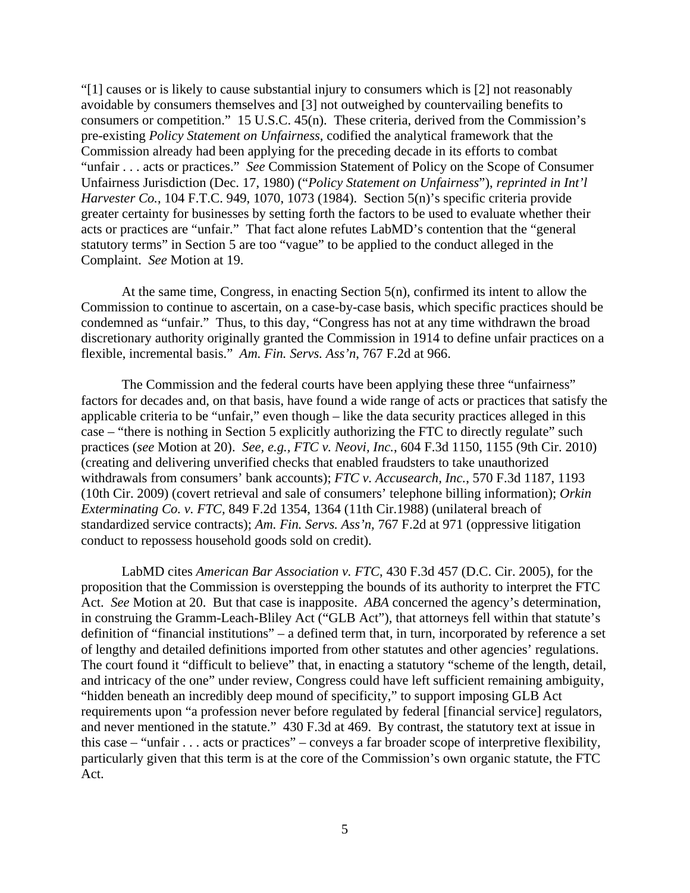"[1] causes or is likely to cause substantial injury to consumers which is [2] not reasonably avoidable by consumers themselves and [3] not outweighed by countervailing benefits to consumers or competition." 15 U.S.C. 45(n). These criteria, derived from the Commission's pre-existing *Policy Statement on Unfairness*, codified the analytical framework that the Commission already had been applying for the preceding decade in its efforts to combat "unfair . . . acts or practices." *See* Commission Statement of Policy on the Scope of Consumer Unfairness Jurisdiction (Dec. 17, 1980) ("*Policy Statement on Unfairness*"), *reprinted in Int'l Harvester Co.*, 104 F.T.C. 949, 1070, 1073 (1984). Section 5(n)'s specific criteria provide greater certainty for businesses by setting forth the factors to be used to evaluate whether their acts or practices are "unfair." That fact alone refutes LabMD's contention that the "general statutory terms" in Section 5 are too "vague" to be applied to the conduct alleged in the Complaint. *See* Motion at 19.

At the same time, Congress, in enacting Section 5(n), confirmed its intent to allow the Commission to continue to ascertain, on a case-by-case basis, which specific practices should be condemned as "unfair." Thus, to this day, "Congress has not at any time withdrawn the broad discretionary authority originally granted the Commission in 1914 to define unfair practices on a flexible, incremental basis." *Am. Fin. Servs. Ass'n*, 767 F.2d at 966.

The Commission and the federal courts have been applying these three "unfairness" factors for decades and, on that basis, have found a wide range of acts or practices that satisfy the applicable criteria to be "unfair," even though – like the data security practices alleged in this case – "there is nothing in Section 5 explicitly authorizing the FTC to directly regulate" such practices (*see* Motion at 20). *See, e.g., FTC v. Neovi, Inc.*, 604 F.3d 1150, 1155 (9th Cir. 2010) (creating and delivering unverified checks that enabled fraudsters to take unauthorized withdrawals from consumers' bank accounts); *FTC v. Accusearch, Inc.*, 570 F.3d 1187, 1193 (10th Cir. 2009) (covert retrieval and sale of consumers' telephone billing information); *Orkin Exterminating Co. v. FTC,* 849 F.2d 1354, 1364 (11th Cir.1988) (unilateral breach of standardized service contracts); *Am. Fin. Servs. Ass'n,* 767 F.2d at 971 (oppressive litigation conduct to repossess household goods sold on credit).

LabMD cites *American Bar Association v. FTC*, 430 F.3d 457 (D.C. Cir. 2005), for the proposition that the Commission is overstepping the bounds of its authority to interpret the FTC Act. *See* Motion at 20. But that case is inapposite. *ABA* concerned the agency's determination, in construing the Gramm-Leach-Bliley Act ("GLB Act"), that attorneys fell within that statute's definition of "financial institutions" – a defined term that, in turn, incorporated by reference a set of lengthy and detailed definitions imported from other statutes and other agencies' regulations. The court found it "difficult to believe" that, in enacting a statutory "scheme of the length, detail, and intricacy of the one" under review, Congress could have left sufficient remaining ambiguity, "hidden beneath an incredibly deep mound of specificity," to support imposing GLB Act requirements upon "a profession never before regulated by federal [financial service] regulators, and never mentioned in the statute." 430 F.3d at 469. By contrast, the statutory text at issue in this case – "unfair . . . acts or practices" – conveys a far broader scope of interpretive flexibility, particularly given that this term is at the core of the Commission's own organic statute, the FTC Act.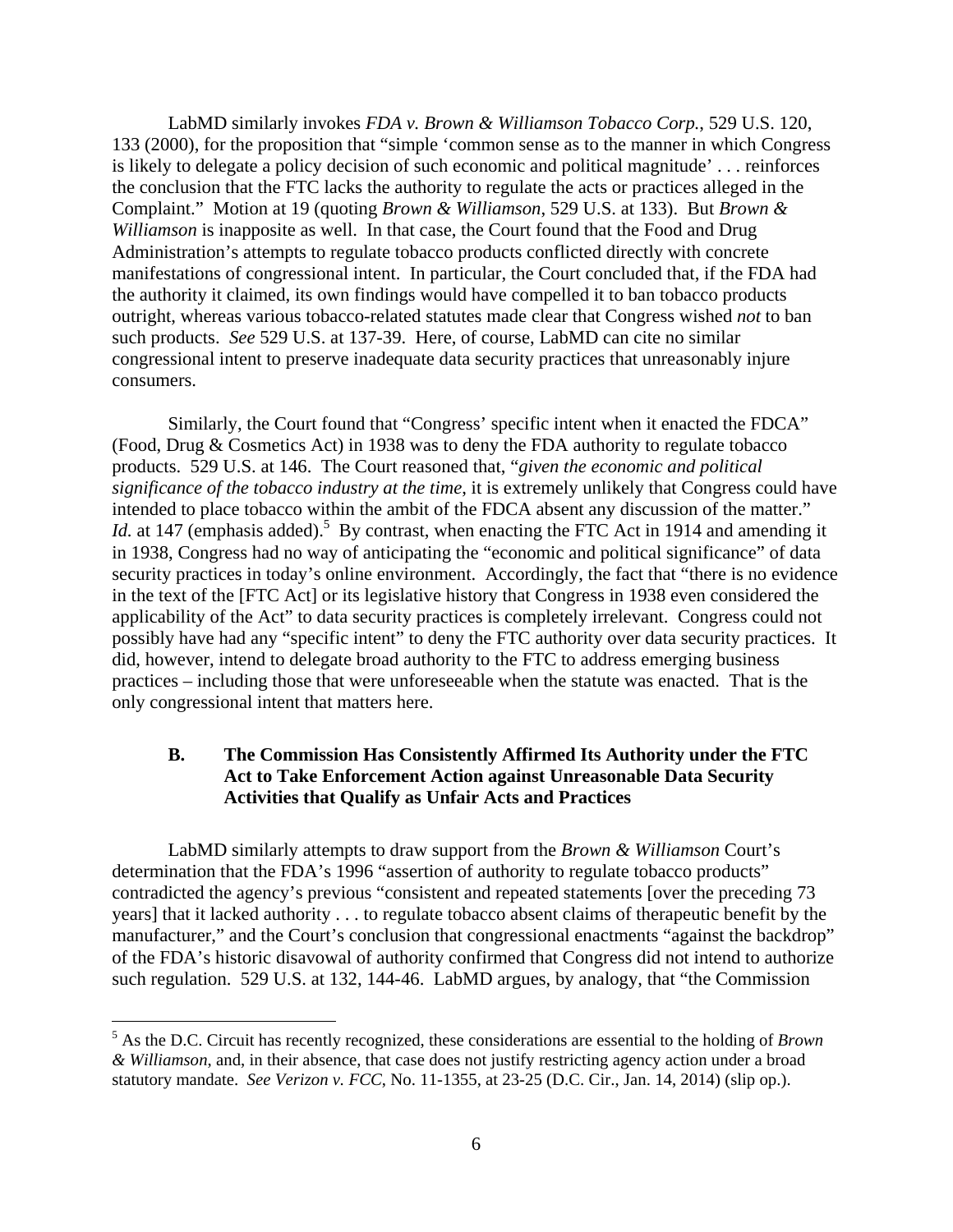LabMD similarly invokes *FDA v. Brown & Williamson Tobacco Corp.*, 529 U.S. 120, 133 (2000), for the proposition that "simple 'common sense as to the manner in which Congress is likely to delegate a policy decision of such economic and political magnitude' . . . reinforces the conclusion that the FTC lacks the authority to regulate the acts or practices alleged in the Complaint." Motion at 19 (quoting *Brown & Williamson*, 529 U.S. at 133). But *Brown & Williamson* is inapposite as well. In that case, the Court found that the Food and Drug Administration's attempts to regulate tobacco products conflicted directly with concrete manifestations of congressional intent. In particular, the Court concluded that, if the FDA had the authority it claimed, its own findings would have compelled it to ban tobacco products outright, whereas various tobacco-related statutes made clear that Congress wished *not* to ban such products. *See* 529 U.S. at 137-39. Here, of course, LabMD can cite no similar congressional intent to preserve inadequate data security practices that unreasonably injure consumers.

Similarly, the Court found that "Congress' specific intent when it enacted the FDCA" (Food, Drug & Cosmetics Act) in 1938 was to deny the FDA authority to regulate tobacco products. 529 U.S. at 146. The Court reasoned that, "*given the economic and political significance of the tobacco industry at the time*, it is extremely unlikely that Congress could have intended to place tobacco within the ambit of the FDCA absent any discussion of the matter." *Id.* at 147 (emphasis added).[5] By contrast, when enacting the FTC Act in 1914 and amending it in 1938, Congress had no way of anticipating the "economic and political significance" of data security practices in today's online environment. Accordingly, the fact that "there is no evidence in the text of the [FTC Act] or its legislative history that Congress in 1938 even considered the applicability of the Act" to data security practices is completely irrelevant. Congress could not possibly have had any "specific intent" to deny the FTC authority over data security practices. It did, however, intend to delegate broad authority to the FTC to address emerging business practices – including those that were unforeseeable when the statute was enacted. That is the only congressional intent that matters here.

### B. The Commission Has Consistently Affirmed Its Authority under the FTC Act to Take Enforcement Action against Unreasonable Data Security Activities that Qualify as Unfair Acts and Practices

LabMD similarly attempts to draw support from the *Brown & Williamson* Court's determination that the FDA's 1996 "assertion of authority to regulate tobacco products" contradicted the agency's previous "consistent and repeated statements [over the preceding 73 years] that it lacked authority . . . to regulate tobacco absent claims of therapeutic benefit by the manufacturer," and the Court's conclusion that congressional enactments "against the backdrop" of the FDA's historic disavowal of authority confirmed that Congress did not intend to authorize such regulation. 529 U.S. at 132, 144-46. LabMD argues, by analogy, that "the Commission

[5] As the D.C. Circuit has recently recognized, these considerations are essential to the holding of *Brown & Williamson*, and, in their absence, that case does not justify restricting agency action under a broad statutory mandate. *See Verizon v. FCC*, No. 11-1355, at 23-25 (D.C. Cir., Jan. 14, 2014) (slip op.).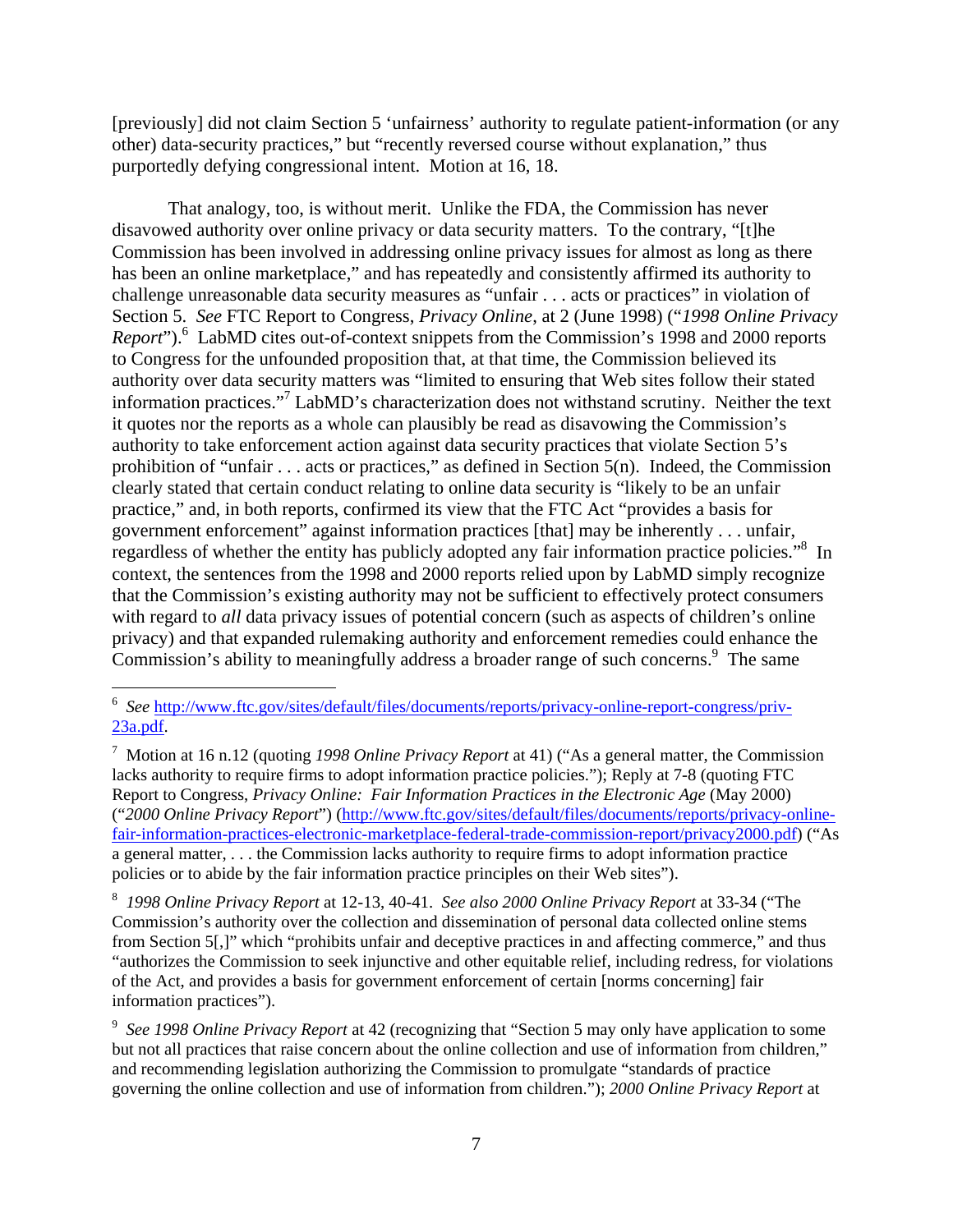[previously] did not claim Section 5 'unfairness' authority to regulate patient-information (or any other) data-security practices," but "recently reversed course without explanation," thus purportedly defying congressional intent. Motion at 16, 18.

That analogy, too, is without merit. Unlike the FDA, the Commission has never disavowed authority over online privacy or data security matters. To the contrary, "[t]he Commission has been involved in addressing online privacy issues for almost as long as there has been an online marketplace," and has repeatedly and consistently affirmed its authority to challenge unreasonable data security measures as "unfair . . . acts or practices" in violation of Section 5. *See* FTC Report to Congress, *Privacy Online*, at 2 (June 1998) ("*1998 Online Privacy Report*").[6] LabMD cites out-of-context snippets from the Commission's 1998 and 2000 reports to Congress for the unfounded proposition that, at that time, the Commission believed its authority over data security matters was "limited to ensuring that Web sites follow their stated information practices."[7] LabMD's characterization does not withstand scrutiny. Neither the text it quotes nor the reports as a whole can plausibly be read as disavowing the Commission's authority to take enforcement action against data security practices that violate Section 5's prohibition of "unfair . . . acts or practices," as defined in Section 5(n). Indeed, the Commission clearly stated that certain conduct relating to online data security is "likely to be an unfair practice," and, in both reports, confirmed its view that the FTC Act "provides a basis for government enforcement" against information practices [that] may be inherently . . . unfair, regardless of whether the entity has publicly adopted any fair information practice policies."[8] In context, the sentences from the 1998 and 2000 reports relied upon by LabMD simply recognize that the Commission's existing authority may not be sufficient to effectively protect consumers with regard to *all* data privacy issues of potential concern (such as aspects of children's online privacy) and that expanded rulemaking authority and enforcement remedies could enhance the Commission's ability to meaningfully address a broader range of such concerns.[9] The same

---

[6] *See* http://www.ftc.gov/sites/default/files/documents/reports/privacy-online-report-congress/priv-23a.pdf.

[7] Motion at 16 n.12 (quoting *1998 Online Privacy Report* at 41) ("As a general matter, the Commission lacks authority to require firms to adopt information practice policies."); Reply at 7-8 (quoting FTC Report to Congress, *Privacy Online: Fair Information Practices in the Electronic Age* (May 2000) ("*2000 Online Privacy Report*") (http://www.ftc.gov/sites/default/files/documents/reports/privacy-online-fair-information-practices-electronic-marketplace-federal-trade-commission-report/privacy2000.pdf) ("As a general matter, . . . the Commission lacks authority to require firms to adopt information practice policies or to abide by the fair information practice principles on their Web sites").

[8] *1998 Online Privacy Report* at 12-13, 40-41. *See also 2000 Online Privacy Report* at 33-34 ("The Commission's authority over the collection and dissemination of personal data collected online stems from Section 5[,]" which "prohibits unfair and deceptive practices in and affecting commerce," and thus "authorizes the Commission to seek injunctive and other equitable relief, including redress, for violations of the Act, and provides a basis for government enforcement of certain [norms concerning] fair information practices").

[9] *See 1998 Online Privacy Report* at 42 (recognizing that "Section 5 may only have application to some but not all practices that raise concern about the online collection and use of information from children," and recommending legislation authorizing the Commission to promulgate "standards of practice governing the online collection and use of information from children."); *2000 Online Privacy Report* at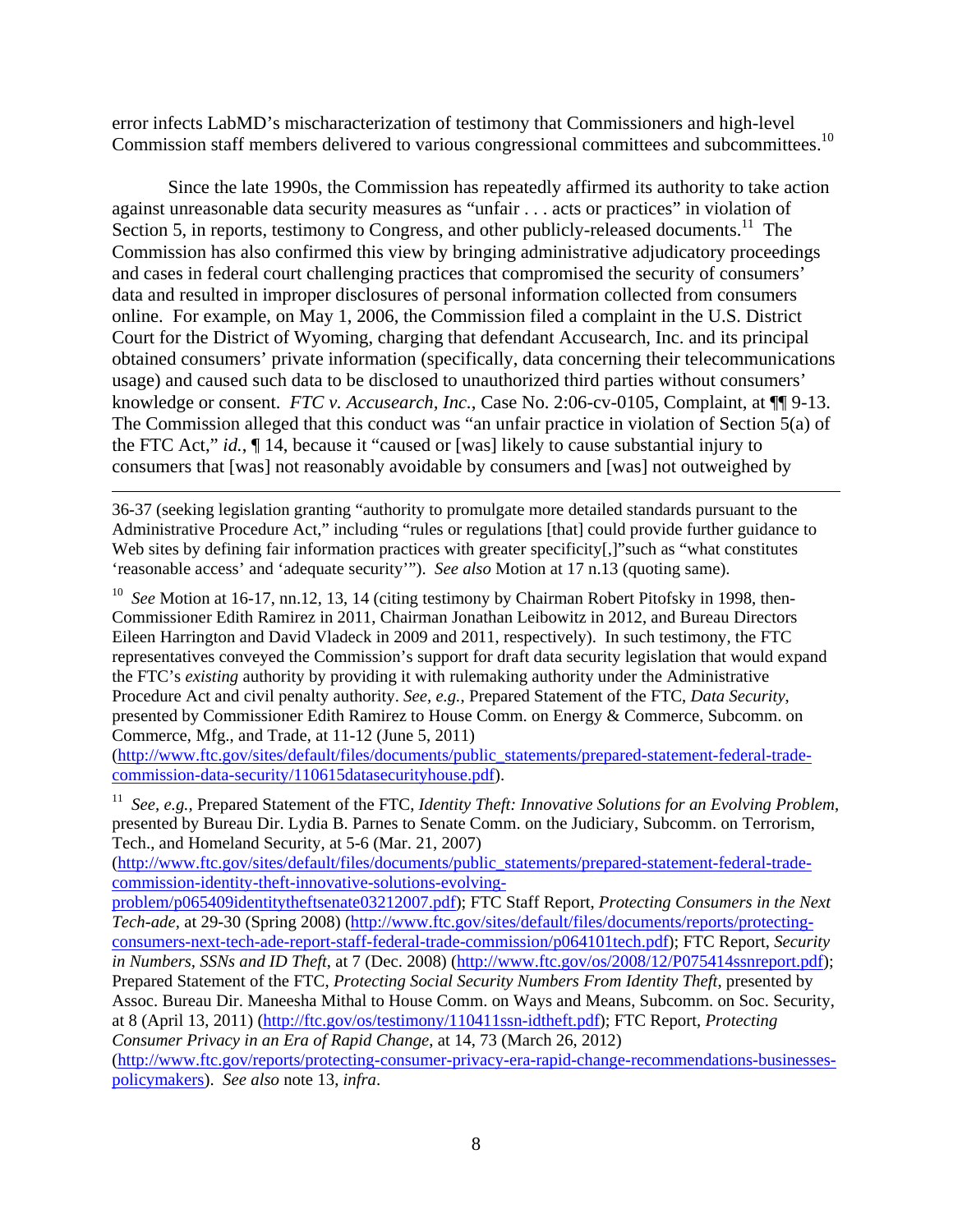error infects LabMD's mischaracterization of testimony that Commissioners and high-level Commission staff members delivered to various congressional committees and subcommittees.[10]

Since the late 1990s, the Commission has repeatedly affirmed its authority to take action against unreasonable data security measures as "unfair . . . acts or practices" in violation of Section 5, in reports, testimony to Congress, and other publicly-released documents.[11] The Commission has also confirmed this view by bringing administrative adjudicatory proceedings and cases in federal court challenging practices that compromised the security of consumers' data and resulted in improper disclosures of personal information collected from consumers online. For example, on May 1, 2006, the Commission filed a complaint in the U.S. District Court for the District of Wyoming, charging that defendant Accusearch, Inc. and its principal obtained consumers' private information (specifically, data concerning their telecommunications usage) and caused such data to be disclosed to unauthorized third parties without consumers' knowledge or consent. *FTC v. Accusearch, Inc.*, Case No. 2:06-cv-0105, Complaint, at ¶¶ 9-13. The Commission alleged that this conduct was "an unfair practice in violation of Section 5(a) of the FTC Act," *id.*, ¶ 14, because it "caused or [was] likely to cause substantial injury to consumers that [was] not reasonably avoidable by consumers and [was] not outweighed by

---

36-37 (seeking legislation granting "authority to promulgate more detailed standards pursuant to the Administrative Procedure Act," including "rules or regulations [that] could provide further guidance to Web sites by defining fair information practices with greater specificity[,]"such as "what constitutes 'reasonable access' and 'adequate security'"). *See also* Motion at 17 n.13 (quoting same).

[10] *See* Motion at 16-17, nn.12, 13, 14 (citing testimony by Chairman Robert Pitofsky in 1998, then-Commissioner Edith Ramirez in 2011, Chairman Jonathan Leibowitz in 2012, and Bureau Directors Eileen Harrington and David Vladeck in 2009 and 2011, respectively). In such testimony, the FTC representatives conveyed the Commission's support for draft data security legislation that would expand the FTC's *existing* authority by providing it with rulemaking authority under the Administrative Procedure Act and civil penalty authority. *See, e.g.*, Prepared Statement of the FTC, *Data Security*, presented by Commissioner Edith Ramirez to House Comm. on Energy & Commerce, Subcomm. on Commerce, Mfg., and Trade, at 11-12 (June 5, 2011) (http://www.ftc.gov/sites/default/files/documents/public_statements/prepared-statement-federal-trade-commission-data-security/110615datasecurityhouse.pdf).

[11] *See, e.g.*, Prepared Statement of the FTC, *Identity Theft: Innovative Solutions for an Evolving Problem*, presented by Bureau Dir. Lydia B. Parnes to Senate Comm. on the Judiciary, Subcomm. on Terrorism, Tech., and Homeland Security, at 5-6 (Mar. 21, 2007) (http://www.ftc.gov/sites/default/files/documents/public_statements/prepared-statement-federal-trade-commission-identity-theft-innovative-solutions-evolving-problem/p065409identitytheftsenate03212007.pdf); FTC Staff Report, *Protecting Consumers in the Next Tech-ade*, at 29-30 (Spring 2008) (http://www.ftc.gov/sites/default/files/documents/reports/protecting-consumers-next-tech-ade-report-staff-federal-trade-commission/p064101tech.pdf); FTC Report, *Security in Numbers, SSNs and ID Theft*, at 7 (Dec. 2008) (http://www.ftc.gov/os/2008/12/P075414ssnreport.pdf); Prepared Statement of the FTC, *Protecting Social Security Numbers From Identity Theft*, presented by Assoc. Bureau Dir. Maneesha Mithal to House Comm. on Ways and Means, Subcomm. on Soc. Security, at 8 (April 13, 2011) (http://ftc.gov/os/testimony/110411ssn-idtheft.pdf); FTC Report, *Protecting Consumer Privacy in an Era of Rapid Change*, at 14, 73 (March 26, 2012) (http://www.ftc.gov/reports/protecting-consumer-privacy-era-rapid-change-recommendations-businesses-policymakers). *See also* note 13, *infra*.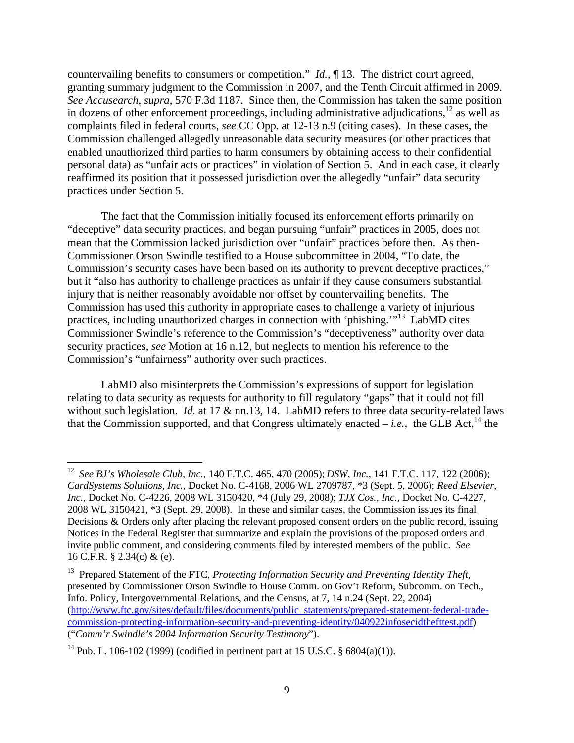countervailing benefits to consumers or competition." *Id.*, ¶ 13. The district court agreed, granting summary judgment to the Commission in 2007, and the Tenth Circuit affirmed in 2009. *See Accusearch*, *supra*, 570 F.3d 1187. Since then, the Commission has taken the same position in dozens of other enforcement proceedings, including administrative adjudications,[12] as well as complaints filed in federal courts, *see* CC Opp. at 12-13 n.9 (citing cases). In these cases, the Commission challenged allegedly unreasonable data security measures (or other practices that enabled unauthorized third parties to harm consumers by obtaining access to their confidential personal data) as "unfair acts or practices" in violation of Section 5. And in each case, it clearly reaffirmed its position that it possessed jurisdiction over the allegedly "unfair" data security practices under Section 5.

The fact that the Commission initially focused its enforcement efforts primarily on "deceptive" data security practices, and began pursuing "unfair" practices in 2005, does not mean that the Commission lacked jurisdiction over "unfair" practices before then. As then-Commissioner Orson Swindle testified to a House subcommittee in 2004, "To date, the Commission's security cases have been based on its authority to prevent deceptive practices," but it "also has authority to challenge practices as unfair if they cause consumers substantial injury that is neither reasonably avoidable nor offset by countervailing benefits. The Commission has used this authority in appropriate cases to challenge a variety of injurious practices, including unauthorized charges in connection with 'phishing.'"[13] LabMD cites Commissioner Swindle's reference to the Commission's "deceptiveness" authority over data security practices, *see* Motion at 16 n.12, but neglects to mention his reference to the Commission's "unfairness" authority over such practices.

LabMD also misinterprets the Commission's expressions of support for legislation relating to data security as requests for authority to fill regulatory "gaps" that it could not fill without such legislation. *Id.* at 17 & nn.13, 14. LabMD refers to three data security-related laws that the Commission supported, and that Congress ultimately enacted – *i.e.*, the GLB Act,[14] the

---

[12] *See BJ's Wholesale Club, Inc.*, 140 F.T.C. 465, 470 (2005); *DSW, Inc.*, 141 F.T.C. 117, 122 (2006); *CardSystems Solutions, Inc.*, Docket No. C-4168, 2006 WL 2709787, \*3 (Sept. 5, 2006); *Reed Elsevier, Inc.*, Docket No. C-4226, 2008 WL 3150420, \*4 (July 29, 2008); *TJX Cos., Inc.*, Docket No. C-4227, 2008 WL 3150421, \*3 (Sept. 29, 2008). In these and similar cases, the Commission issues its final Decisions & Orders only after placing the relevant proposed consent orders on the public record, issuing Notices in the Federal Register that summarize and explain the provisions of the proposed orders and invite public comment, and considering comments filed by interested members of the public. *See* 16 C.F.R. § 2.34(c) & (e).

[13] Prepared Statement of the FTC, *Protecting Information Security and Preventing Identity Theft*, presented by Commissioner Orson Swindle to House Comm. on Gov't Reform, Subcomm. on Tech., Info. Policy, Intergovernmental Relations, and the Census, at 7, 14 n.24 (Sept. 22, 2004) (http://www.ftc.gov/sites/default/files/documents/public_statements/prepared-statement-federal-trade-commission-protecting-information-security-and-preventing-identity/040922infosecidthefttest.pdf) ("*Comm'r Swindle's 2004 Information Security Testimony*").

[14] Pub. L. 106-102 (1999) (codified in pertinent part at 15 U.S.C. § 6804(a)(1)).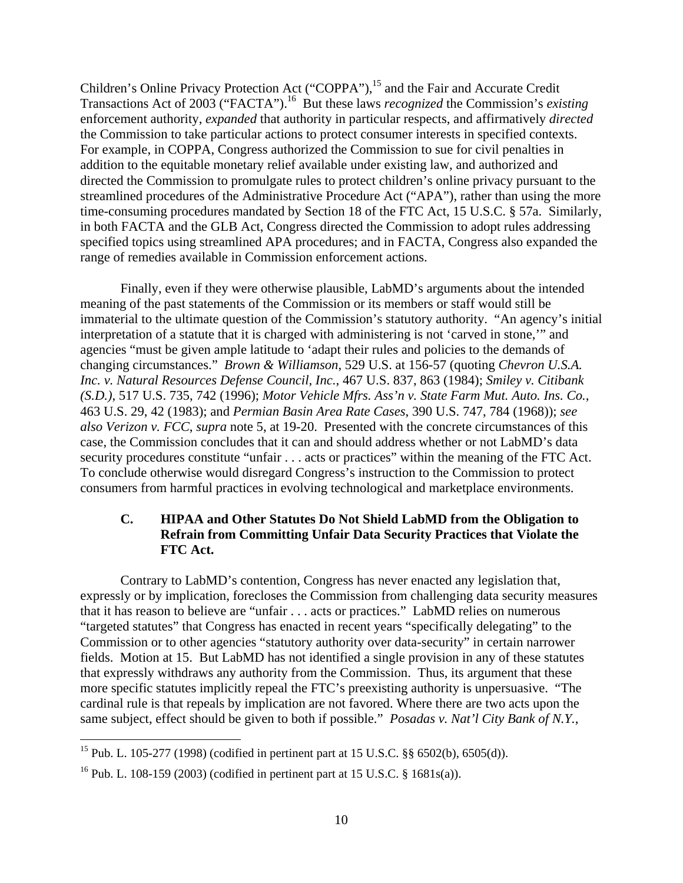Children's Online Privacy Protection Act ("COPPA"),[15] and the Fair and Accurate Credit Transactions Act of 2003 ("FACTA").[16] But these laws *recognized* the Commission's *existing* enforcement authority, *expanded* that authority in particular respects, and affirmatively *directed* the Commission to take particular actions to protect consumer interests in specified contexts. For example, in COPPA, Congress authorized the Commission to sue for civil penalties in addition to the equitable monetary relief available under existing law, and authorized and directed the Commission to promulgate rules to protect children's online privacy pursuant to the streamlined procedures of the Administrative Procedure Act ("APA"), rather than using the more time-consuming procedures mandated by Section 18 of the FTC Act, 15 U.S.C. § 57a. Similarly, in both FACTA and the GLB Act, Congress directed the Commission to adopt rules addressing specified topics using streamlined APA procedures; and in FACTA, Congress also expanded the range of remedies available in Commission enforcement actions.

Finally, even if they were otherwise plausible, LabMD's arguments about the intended meaning of the past statements of the Commission or its members or staff would still be immaterial to the ultimate question of the Commission's statutory authority. "An agency's initial interpretation of a statute that it is charged with administering is not 'carved in stone,'" and agencies "must be given ample latitude to 'adapt their rules and policies to the demands of changing circumstances." *Brown & Williamson*, 529 U.S. at 156-57 (quoting *Chevron U.S.A. Inc. v. Natural Resources Defense Council, Inc.*, 467 U.S. 837, 863 (1984); *Smiley v. Citibank (S.D.)*, 517 U.S. 735, 742 (1996); *Motor Vehicle Mfrs. Ass'n v. State Farm Mut. Auto. Ins. Co.*, 463 U.S. 29, 42 (1983); and *Permian Basin Area Rate Cases*, 390 U.S. 747, 784 (1968)); *see also Verizon v. FCC*, *supra* note 5, at 19-20. Presented with the concrete circumstances of this case, the Commission concludes that it can and should address whether or not LabMD's data security procedures constitute "unfair . . . acts or practices" within the meaning of the FTC Act. To conclude otherwise would disregard Congress's instruction to the Commission to protect consumers from harmful practices in evolving technological and marketplace environments.

### C. HIPAA and Other Statutes Do Not Shield LabMD from the Obligation to Refrain from Committing Unfair Data Security Practices that Violate the FTC Act.

Contrary to LabMD's contention, Congress has never enacted any legislation that, expressly or by implication, forecloses the Commission from challenging data security measures that it has reason to believe are "unfair . . . acts or practices." LabMD relies on numerous "targeted statutes" that Congress has enacted in recent years "specifically delegating" to the Commission or to other agencies "statutory authority over data-security" in certain narrower fields. Motion at 15. But LabMD has not identified a single provision in any of these statutes that expressly withdraws any authority from the Commission. Thus, its argument that these more specific statutes implicitly repeal the FTC's preexisting authority is unpersuasive. "The cardinal rule is that repeals by implication are not favored. Where there are two acts upon the same subject, effect should be given to both if possible." *Posadas v. Nat'l City Bank of N.Y.*,

---

[15] Pub. L. 105-277 (1998) (codified in pertinent part at 15 U.S.C. §§ 6502(b), 6505(d)).

[16] Pub. L. 108-159 (2003) (codified in pertinent part at 15 U.S.C. § 1681s(a)).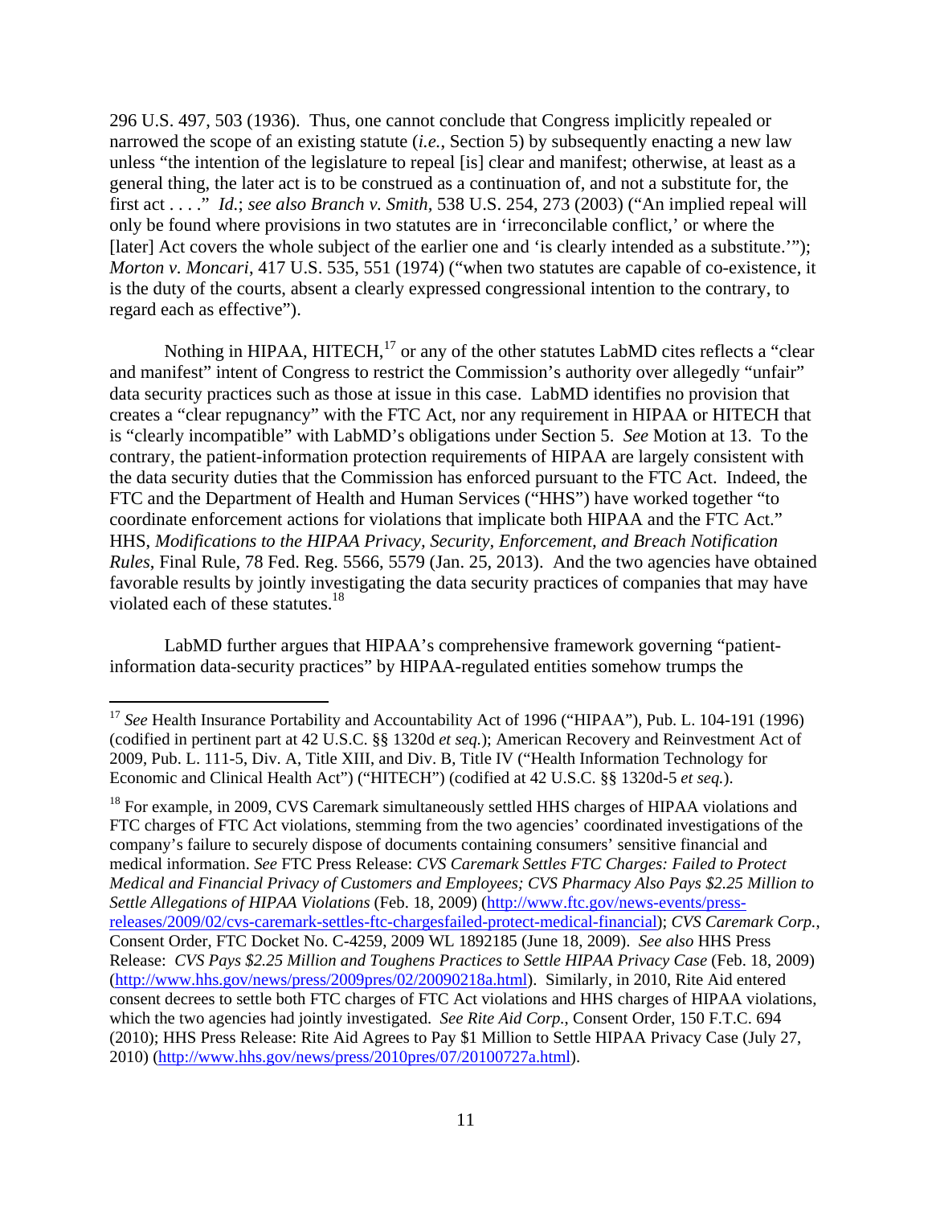296 U.S. 497, 503 (1936). Thus, one cannot conclude that Congress implicitly repealed or narrowed the scope of an existing statute (*i.e.*, Section 5) by subsequently enacting a new law unless "the intention of the legislature to repeal [is] clear and manifest; otherwise, at least as a general thing, the later act is to be construed as a continuation of, and not a substitute for, the first act . . . ." *Id.*; *see also Branch v. Smith*, 538 U.S. 254, 273 (2003) ("An implied repeal will only be found where provisions in two statutes are in 'irreconcilable conflict,' or where the [later] Act covers the whole subject of the earlier one and 'is clearly intended as a substitute.'"); *Morton v. Moncari*, 417 U.S. 535, 551 (1974) ("when two statutes are capable of co-existence, it is the duty of the courts, absent a clearly expressed congressional intention to the contrary, to regard each as effective").

Nothing in HIPAA, HITECH,[17] or any of the other statutes LabMD cites reflects a "clear and manifest" intent of Congress to restrict the Commission's authority over allegedly "unfair" data security practices such as those at issue in this case. LabMD identifies no provision that creates a "clear repugnancy" with the FTC Act, nor any requirement in HIPAA or HITECH that is "clearly incompatible" with LabMD's obligations under Section 5. *See* Motion at 13. To the contrary, the patient-information protection requirements of HIPAA are largely consistent with the data security duties that the Commission has enforced pursuant to the FTC Act. Indeed, the FTC and the Department of Health and Human Services ("HHS") have worked together "to coordinate enforcement actions for violations that implicate both HIPAA and the FTC Act." HHS, *Modifications to the HIPAA Privacy, Security, Enforcement, and Breach Notification Rules*, Final Rule, 78 Fed. Reg. 5566, 5579 (Jan. 25, 2013). And the two agencies have obtained favorable results by jointly investigating the data security practices of companies that may have violated each of these statutes.[18]

LabMD further argues that HIPAA's comprehensive framework governing "patient-information data-security practices" by HIPAA-regulated entities somehow trumps the

---

[17] *See* Health Insurance Portability and Accountability Act of 1996 ("HIPAA"), Pub. L. 104-191 (1996) (codified in pertinent part at 42 U.S.C. §§ 1320d *et seq.*); American Recovery and Reinvestment Act of 2009, Pub. L. 111-5, Div. A, Title XIII, and Div. B, Title IV ("Health Information Technology for Economic and Clinical Health Act") ("HITECH") (codified at 42 U.S.C. §§ 1320d-5 *et seq.*).

[18] For example, in 2009, CVS Caremark simultaneously settled HHS charges of HIPAA violations and FTC charges of FTC Act violations, stemming from the two agencies' coordinated investigations of the company's failure to securely dispose of documents containing consumers' sensitive financial and medical information. *See* FTC Press Release: *CVS Caremark Settles FTC Charges: Failed to Protect Medical and Financial Privacy of Customers and Employees; CVS Pharmacy Also Pays $2.25 Million to Settle Allegations of HIPAA Violations* (Feb. 18, 2009) (http://www.ftc.gov/news-events/press-releases/2009/02/cvs-caremark-settles-ftc-chargesfailed-protect-medical-financial); *CVS Caremark Corp.*, Consent Order, FTC Docket No. C-4259, 2009 WL 1892185 (June 18, 2009). *See also* HHS Press Release: *CVS Pays $2.25 Million and Toughens Practices to Settle HIPAA Privacy Case* (Feb. 18, 2009) (http://www.hhs.gov/news/press/2009pres/02/20090218a.html). Similarly, in 2010, Rite Aid entered consent decrees to settle both FTC charges of FTC Act violations and HHS charges of HIPAA violations, which the two agencies had jointly investigated. *See Rite Aid Corp.*, Consent Order, 150 F.T.C. 694 (2010); HHS Press Release: Rite Aid Agrees to Pay $1 Million to Settle HIPAA Privacy Case (July 27, 2010) (http://www.hhs.gov/news/press/2010pres/07/20100727a.html).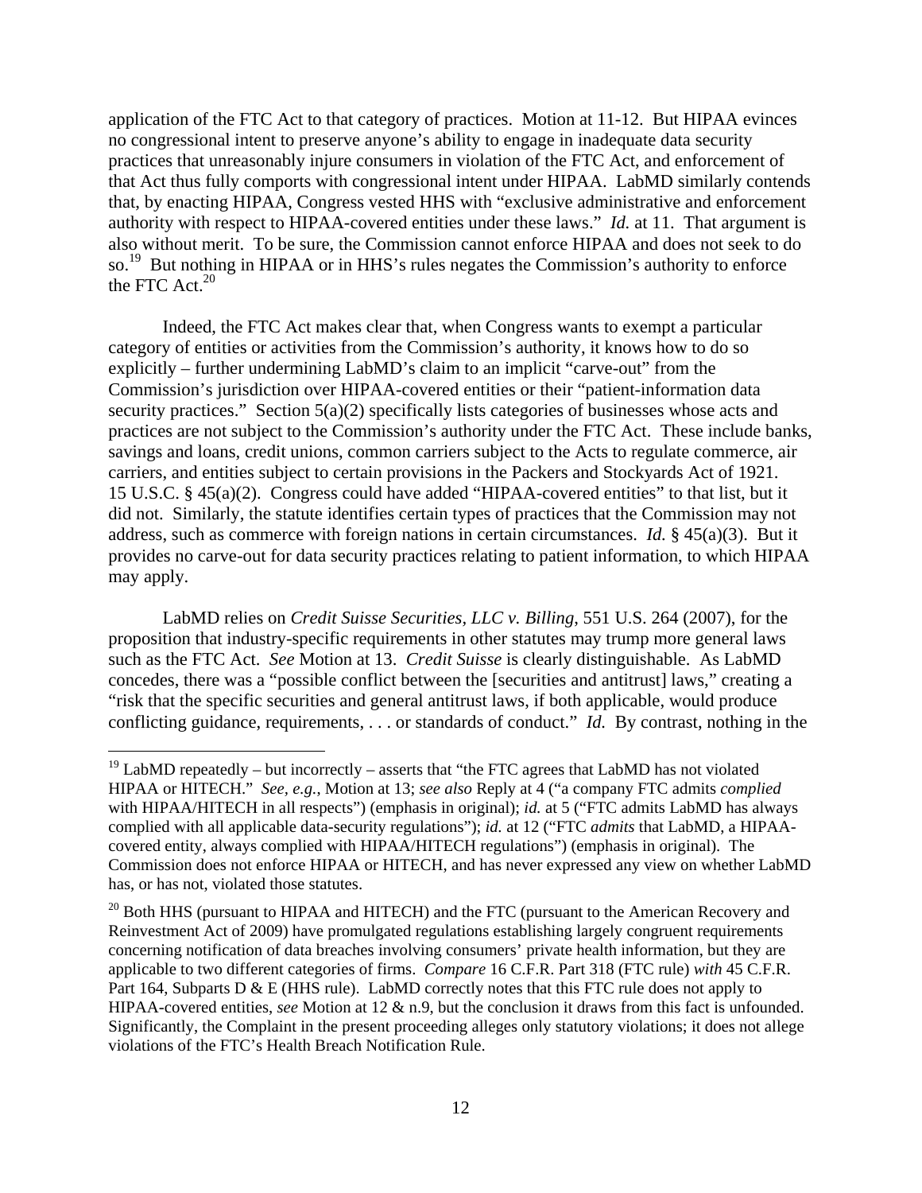application of the FTC Act to that category of practices. Motion at 11-12. But HIPAA evinces no congressional intent to preserve anyone's ability to engage in inadequate data security practices that unreasonably injure consumers in violation of the FTC Act, and enforcement of that Act thus fully comports with congressional intent under HIPAA. LabMD similarly contends that, by enacting HIPAA, Congress vested HHS with "exclusive administrative and enforcement authority with respect to HIPAA-covered entities under these laws." *Id.* at 11. That argument is also without merit. To be sure, the Commission cannot enforce HIPAA and does not seek to do so.[19] But nothing in HIPAA or in HHS's rules negates the Commission's authority to enforce the FTC Act.[20]

Indeed, the FTC Act makes clear that, when Congress wants to exempt a particular category of entities or activities from the Commission's authority, it knows how to do so explicitly – further undermining LabMD's claim to an implicit "carve-out" from the Commission's jurisdiction over HIPAA-covered entities or their "patient-information data security practices." Section 5(a)(2) specifically lists categories of businesses whose acts and practices are not subject to the Commission's authority under the FTC Act. These include banks, savings and loans, credit unions, common carriers subject to the Acts to regulate commerce, air carriers, and entities subject to certain provisions in the Packers and Stockyards Act of 1921. 15 U.S.C. § 45(a)(2). Congress could have added "HIPAA-covered entities" to that list, but it did not. Similarly, the statute identifies certain types of practices that the Commission may not address, such as commerce with foreign nations in certain circumstances. *Id.* § 45(a)(3). But it provides no carve-out for data security practices relating to patient information, to which HIPAA may apply.

LabMD relies on *Credit Suisse Securities, LLC v. Billing*, 551 U.S. 264 (2007), for the proposition that industry-specific requirements in other statutes may trump more general laws such as the FTC Act. *See* Motion at 13. *Credit Suisse* is clearly distinguishable. As LabMD concedes, there was a "possible conflict between the [securities and antitrust] laws," creating a "risk that the specific securities and general antitrust laws, if both applicable, would produce conflicting guidance, requirements, . . . or standards of conduct." *Id.* By contrast, nothing in the

---

[19] LabMD repeatedly – but incorrectly – asserts that "the FTC agrees that LabMD has not violated HIPAA or HITECH." *See, e.g.*, Motion at 13; *see also* Reply at 4 ("a company FTC admits *complied* with HIPAA/HITECH in all respects") (emphasis in original); *id.* at 5 ("FTC admits LabMD has always complied with all applicable data-security regulations"); *id.* at 12 ("FTC *admits* that LabMD, a HIPAA-covered entity, always complied with HIPAA/HITECH regulations") (emphasis in original). The Commission does not enforce HIPAA or HITECH, and has never expressed any view on whether LabMD has, or has not, violated those statutes.

[20] Both HHS (pursuant to HIPAA and HITECH) and the FTC (pursuant to the American Recovery and Reinvestment Act of 2009) have promulgated regulations establishing largely congruent requirements concerning notification of data breaches involving consumers' private health information, but they are applicable to two different categories of firms. *Compare* 16 C.F.R. Part 318 (FTC rule) *with* 45 C.F.R. Part 164, Subparts D & E (HHS rule). LabMD correctly notes that this FTC rule does not apply to HIPAA-covered entities, *see* Motion at 12 & n.9, but the conclusion it draws from this fact is unfounded. Significantly, the Complaint in the present proceeding alleges only statutory violations; it does not allege violations of the FTC's Health Breach Notification Rule.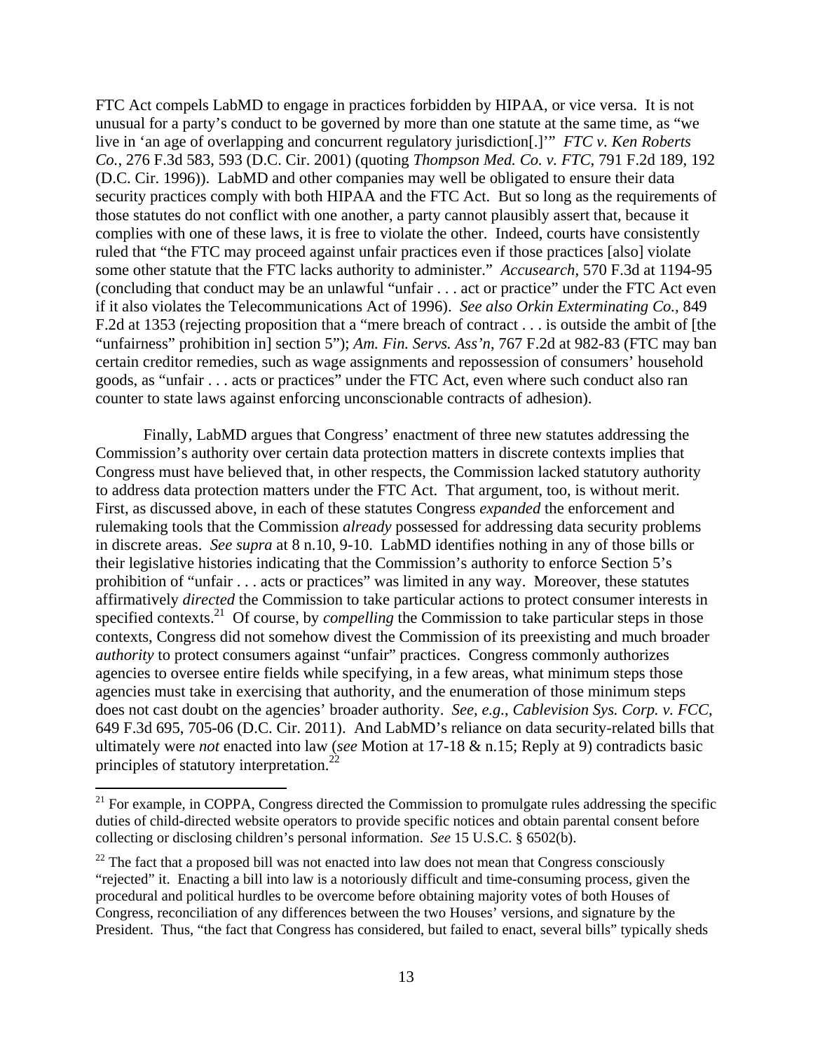FTC Act compels LabMD to engage in practices forbidden by HIPAA, or vice versa. It is not unusual for a party's conduct to be governed by more than one statute at the same time, as "we live in 'an age of overlapping and concurrent regulatory jurisdiction[.]'" *FTC v. Ken Roberts Co.*, 276 F.3d 583, 593 (D.C. Cir. 2001) (quoting *Thompson Med. Co. v. FTC*, 791 F.2d 189, 192 (D.C. Cir. 1996)). LabMD and other companies may well be obligated to ensure their data security practices comply with both HIPAA and the FTC Act. But so long as the requirements of those statutes do not conflict with one another, a party cannot plausibly assert that, because it complies with one of these laws, it is free to violate the other. Indeed, courts have consistently ruled that "the FTC may proceed against unfair practices even if those practices [also] violate some other statute that the FTC lacks authority to administer." *Accusearch*, 570 F.3d at 1194-95 (concluding that conduct may be an unlawful "unfair . . . act or practice" under the FTC Act even if it also violates the Telecommunications Act of 1996). *See also Orkin Exterminating Co.*, 849 F.2d at 1353 (rejecting proposition that a "mere breach of contract . . . is outside the ambit of [the "unfairness" prohibition in] section 5"); *Am. Fin. Servs. Ass'n*, 767 F.2d at 982-83 (FTC may ban certain creditor remedies, such as wage assignments and repossession of consumers' household goods, as "unfair . . . acts or practices" under the FTC Act, even where such conduct also ran counter to state laws against enforcing unconscionable contracts of adhesion).

Finally, LabMD argues that Congress' enactment of three new statutes addressing the Commission's authority over certain data protection matters in discrete contexts implies that Congress must have believed that, in other respects, the Commission lacked statutory authority to address data protection matters under the FTC Act. That argument, too, is without merit. First, as discussed above, in each of these statutes Congress *expanded* the enforcement and rulemaking tools that the Commission *already* possessed for addressing data security problems in discrete areas. *See supra* at 8 n.10, 9-10. LabMD identifies nothing in any of those bills or their legislative histories indicating that the Commission's authority to enforce Section 5's prohibition of "unfair . . . acts or practices" was limited in any way. Moreover, these statutes affirmatively *directed* the Commission to take particular actions to protect consumer interests in specified contexts.[21] Of course, by *compelling* the Commission to take particular steps in those contexts, Congress did not somehow divest the Commission of its preexisting and much broader *authority* to protect consumers against "unfair" practices. Congress commonly authorizes agencies to oversee entire fields while specifying, in a few areas, what minimum steps those agencies must take in exercising that authority, and the enumeration of those minimum steps does not cast doubt on the agencies' broader authority. *See, e.g.*, *Cablevision Sys. Corp. v. FCC*, 649 F.3d 695, 705-06 (D.C. Cir. 2011). And LabMD's reliance on data security-related bills that ultimately were *not* enacted into law (*see* Motion at 17-18 & n.15; Reply at 9) contradicts basic principles of statutory interpretation.[22]

---

[21] For example, in COPPA, Congress directed the Commission to promulgate rules addressing the specific duties of child-directed website operators to provide specific notices and obtain parental consent before collecting or disclosing children's personal information. *See* 15 U.S.C. § 6502(b).

[22] The fact that a proposed bill was not enacted into law does not mean that Congress consciously "rejected" it. Enacting a bill into law is a notoriously difficult and time-consuming process, given the procedural and political hurdles to be overcome before obtaining majority votes of both Houses of Congress, reconciliation of any differences between the two Houses' versions, and signature by the President. Thus, "the fact that Congress has considered, but failed to enact, several bills" typically sheds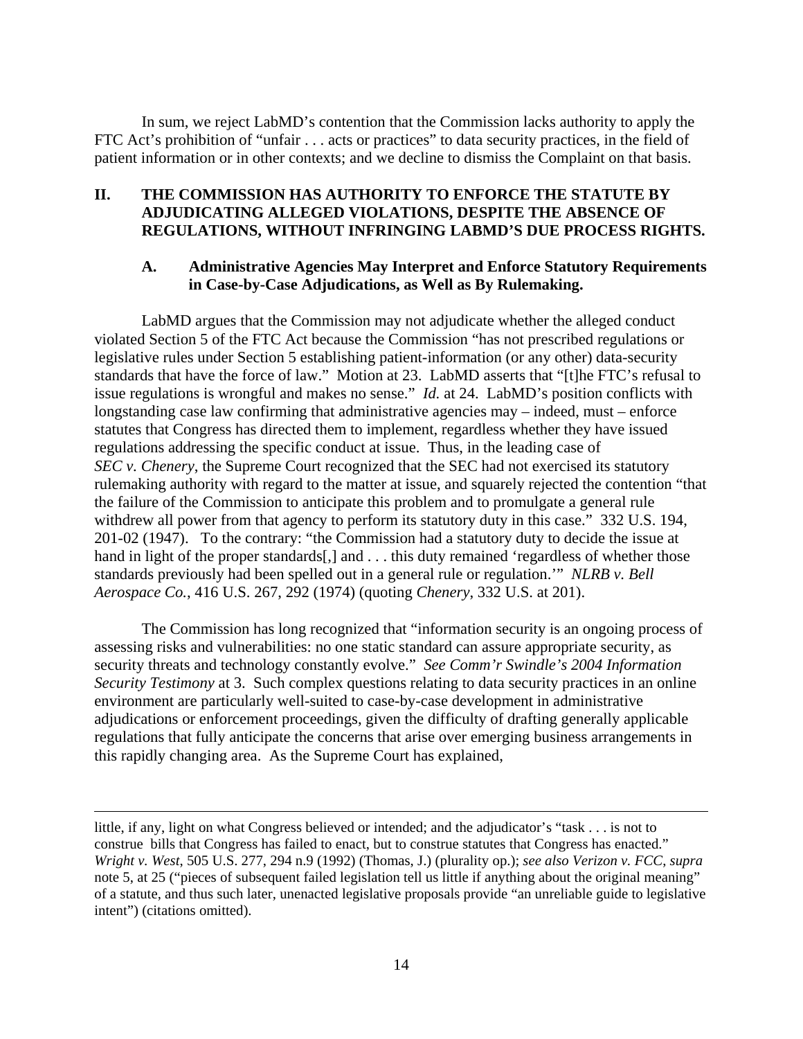In sum, we reject LabMD's contention that the Commission lacks authority to apply the FTC Act's prohibition of "unfair . . . acts or practices" to data security practices, in the field of patient information or in other contexts; and we decline to dismiss the Complaint on that basis.

## II. THE COMMISSION HAS AUTHORITY TO ENFORCE THE STATUTE BY ADJUDICATING ALLEGED VIOLATIONS, DESPITE THE ABSENCE OF REGULATIONS, WITHOUT INFRINGING LABMD'S DUE PROCESS RIGHTS.

### A. Administrative Agencies May Interpret and Enforce Statutory Requirements in Case-by-Case Adjudications, as Well as By Rulemaking.

LabMD argues that the Commission may not adjudicate whether the alleged conduct violated Section 5 of the FTC Act because the Commission "has not prescribed regulations or legislative rules under Section 5 establishing patient-information (or any other) data-security standards that have the force of law." Motion at 23. LabMD asserts that "[t]he FTC's refusal to issue regulations is wrongful and makes no sense." *Id.* at 24. LabMD's position conflicts with longstanding case law confirming that administrative agencies may – indeed, must – enforce statutes that Congress has directed them to implement, regardless whether they have issued regulations addressing the specific conduct at issue. Thus, in the leading case of *SEC v. Chenery*, the Supreme Court recognized that the SEC had not exercised its statutory rulemaking authority with regard to the matter at issue, and squarely rejected the contention "that the failure of the Commission to anticipate this problem and to promulgate a general rule withdrew all power from that agency to perform its statutory duty in this case." 332 U.S. 194, 201-02 (1947). To the contrary: "the Commission had a statutory duty to decide the issue at hand in light of the proper standards[,] and . . . this duty remained 'regardless of whether those standards previously had been spelled out in a general rule or regulation.'" *NLRB v. Bell Aerospace Co.*, 416 U.S. 267, 292 (1974) (quoting *Chenery*, 332 U.S. at 201).

The Commission has long recognized that "information security is an ongoing process of assessing risks and vulnerabilities: no one static standard can assure appropriate security, as security threats and technology constantly evolve." *See Comm'r Swindle's 2004 Information Security Testimony* at 3. Such complex questions relating to data security practices in an online environment are particularly well-suited to case-by-case development in administrative adjudications or enforcement proceedings, given the difficulty of drafting generally applicable regulations that fully anticipate the concerns that arise over emerging business arrangements in this rapidly changing area. As the Supreme Court has explained,

---

little, if any, light on what Congress believed or intended; and the adjudicator's "task . . . is not to construe bills that Congress has failed to enact, but to construe statutes that Congress has enacted." *Wright v. West*, 505 U.S. 277, 294 n.9 (1992) (Thomas, J.) (plurality op.); *see also Verizon v. FCC*, *supra* note 5, at 25 ("pieces of subsequent failed legislation tell us little if anything about the original meaning" of a statute, and thus such later, unenacted legislative proposals provide "an unreliable guide to legislative intent") (citations omitted).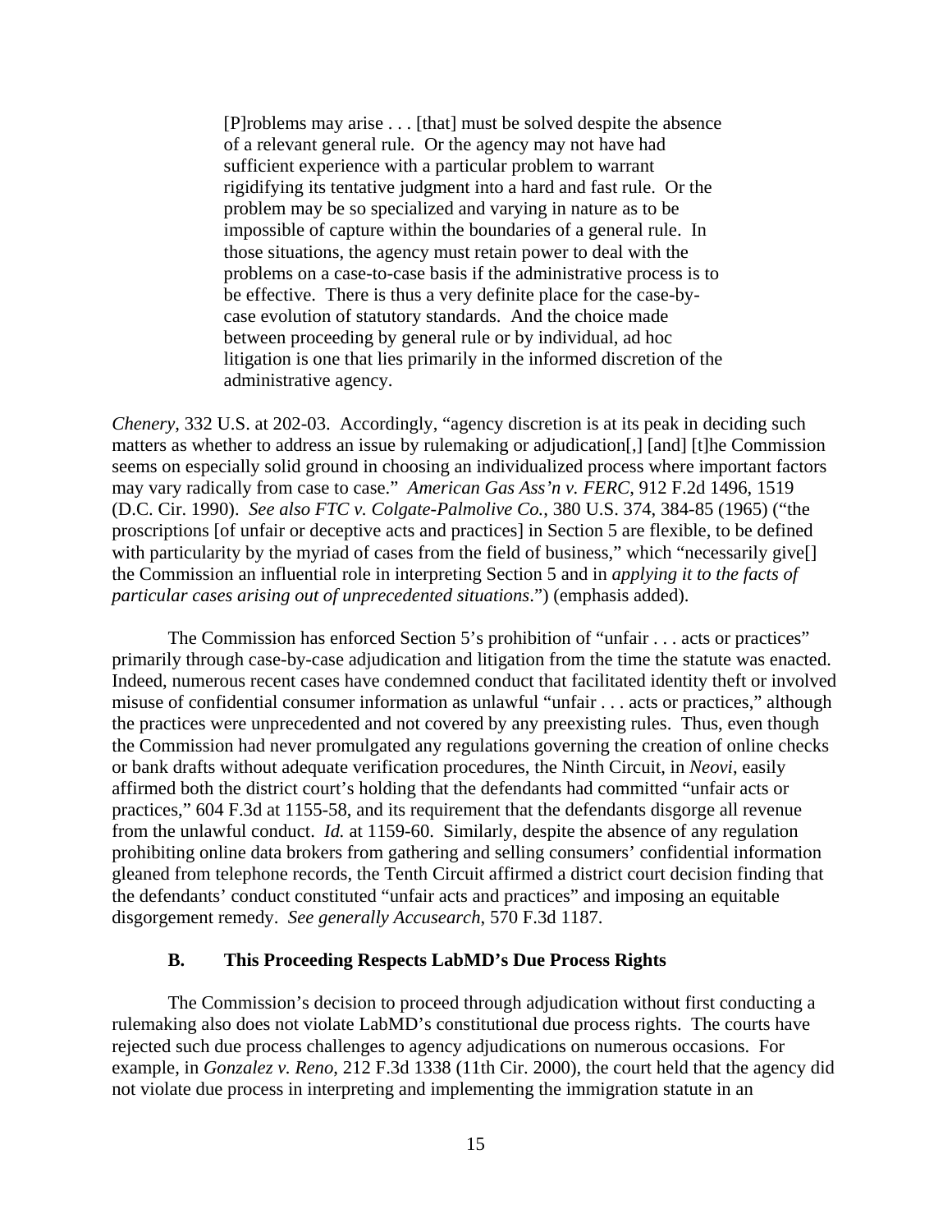> [P]roblems may arise . . . [that] must be solved despite the absence of a relevant general rule. Or the agency may not have had sufficient experience with a particular problem to warrant rigidifying its tentative judgment into a hard and fast rule. Or the problem may be so specialized and varying in nature as to be impossible of capture within the boundaries of a general rule. In those situations, the agency must retain power to deal with the problems on a case-to-case basis if the administrative process is to be effective. There is thus a very definite place for the case-by-case evolution of statutory standards. And the choice made between proceeding by general rule or by individual, ad hoc litigation is one that lies primarily in the informed discretion of the administrative agency.

*Chenery*, 332 U.S. at 202-03. Accordingly, "agency discretion is at its peak in deciding such matters as whether to address an issue by rulemaking or adjudication[,] [and] [t]he Commission seems on especially solid ground in choosing an individualized process where important factors may vary radically from case to case." *American Gas Ass'n v. FERC*, 912 F.2d 1496, 1519 (D.C. Cir. 1990). *See also FTC v. Colgate-Palmolive Co.*, 380 U.S. 374, 384-85 (1965) ("the proscriptions [of unfair or deceptive acts and practices] in Section 5 are flexible, to be defined with particularity by the myriad of cases from the field of business," which "necessarily give[] the Commission an influential role in interpreting Section 5 and in *applying it to the facts of particular cases arising out of unprecedented situations*.") (emphasis added).

The Commission has enforced Section 5's prohibition of "unfair . . . acts or practices" primarily through case-by-case adjudication and litigation from the time the statute was enacted. Indeed, numerous recent cases have condemned conduct that facilitated identity theft or involved misuse of confidential consumer information as unlawful "unfair . . . acts or practices," although the practices were unprecedented and not covered by any preexisting rules. Thus, even though the Commission had never promulgated any regulations governing the creation of online checks or bank drafts without adequate verification procedures, the Ninth Circuit, in *Neovi*, easily affirmed both the district court's holding that the defendants had committed "unfair acts or practices," 604 F.3d at 1155-58, and its requirement that the defendants disgorge all revenue from the unlawful conduct. *Id.* at 1159-60. Similarly, despite the absence of any regulation prohibiting online data brokers from gathering and selling consumers' confidential information gleaned from telephone records, the Tenth Circuit affirmed a district court decision finding that the defendants' conduct constituted "unfair acts and practices" and imposing an equitable disgorgement remedy. *See generally Accusearch*, 570 F.3d 1187.

### B. This Proceeding Respects LabMD's Due Process Rights

The Commission's decision to proceed through adjudication without first conducting a rulemaking also does not violate LabMD's constitutional due process rights. The courts have rejected such due process challenges to agency adjudications on numerous occasions. For example, in *Gonzalez v. Reno*, 212 F.3d 1338 (11th Cir. 2000), the court held that the agency did not violate due process in interpreting and implementing the immigration statute in an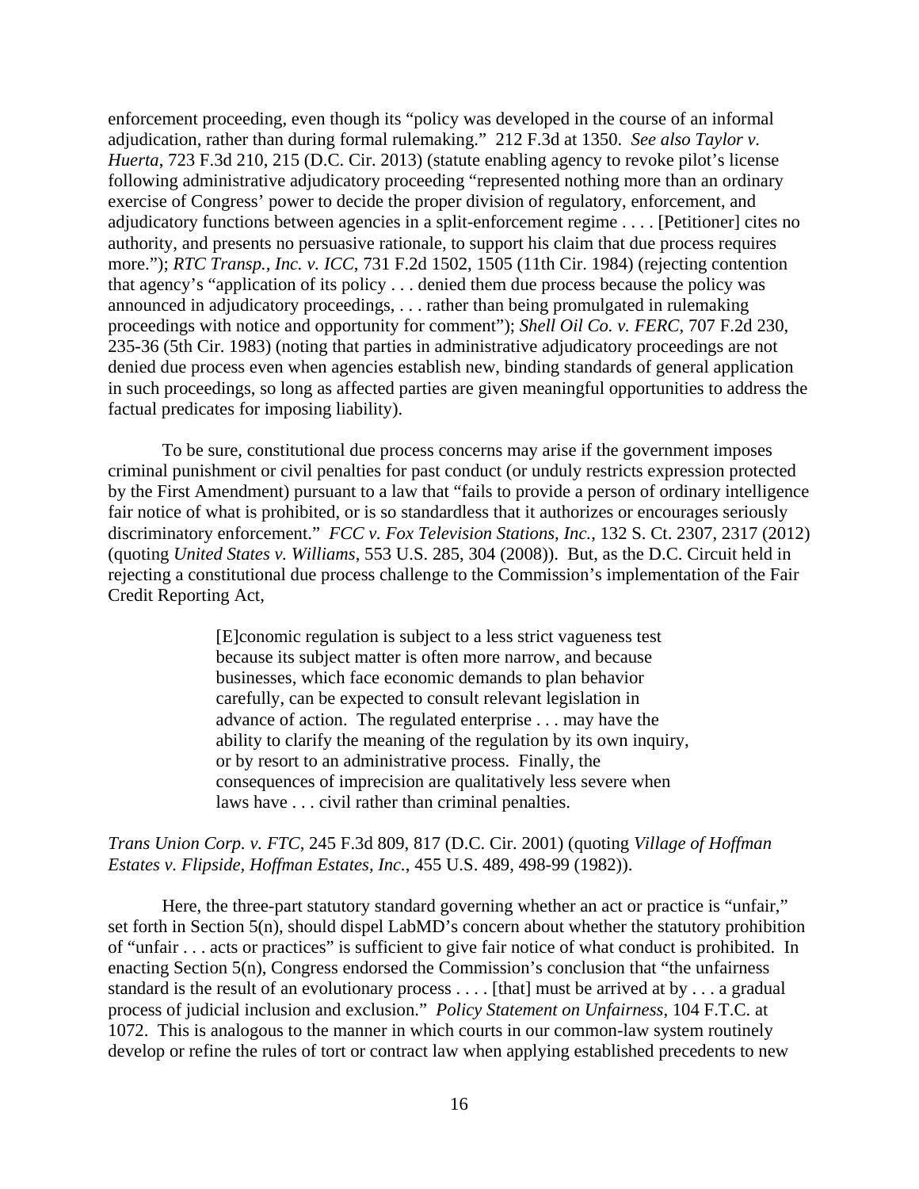enforcement proceeding, even though its "policy was developed in the course of an informal adjudication, rather than during formal rulemaking." 212 F.3d at 1350. *See also Taylor v. Huerta*, 723 F.3d 210, 215 (D.C. Cir. 2013) (statute enabling agency to revoke pilot's license following administrative adjudicatory proceeding "represented nothing more than an ordinary exercise of Congress' power to decide the proper division of regulatory, enforcement, and adjudicatory functions between agencies in a split-enforcement regime . . . . [Petitioner] cites no authority, and presents no persuasive rationale, to support his claim that due process requires more."); *RTC Transp., Inc. v. ICC*, 731 F.2d 1502, 1505 (11th Cir. 1984) (rejecting contention that agency's "application of its policy . . . denied them due process because the policy was announced in adjudicatory proceedings, . . . rather than being promulgated in rulemaking proceedings with notice and opportunity for comment"); *Shell Oil Co. v. FERC*, 707 F.2d 230, 235-36 (5th Cir. 1983) (noting that parties in administrative adjudicatory proceedings are not denied due process even when agencies establish new, binding standards of general application in such proceedings, so long as affected parties are given meaningful opportunities to address the factual predicates for imposing liability).

To be sure, constitutional due process concerns may arise if the government imposes criminal punishment or civil penalties for past conduct (or unduly restricts expression protected by the First Amendment) pursuant to a law that "fails to provide a person of ordinary intelligence fair notice of what is prohibited, or is so standardless that it authorizes or encourages seriously discriminatory enforcement." *FCC v. Fox Television Stations, Inc.*, 132 S. Ct. 2307, 2317 (2012) (quoting *United States v. Williams*, 553 U.S. 285, 304 (2008)). But, as the D.C. Circuit held in rejecting a constitutional due process challenge to the Commission's implementation of the Fair Credit Reporting Act,

> [E]conomic regulation is subject to a less strict vagueness test because its subject matter is often more narrow, and because businesses, which face economic demands to plan behavior carefully, can be expected to consult relevant legislation in advance of action. The regulated enterprise . . . may have the ability to clarify the meaning of the regulation by its own inquiry, or by resort to an administrative process. Finally, the consequences of imprecision are qualitatively less severe when laws have . . . civil rather than criminal penalties.

*Trans Union Corp. v. FTC*, 245 F.3d 809, 817 (D.C. Cir. 2001) (quoting *Village of Hoffman Estates v. Flipside, Hoffman Estates, Inc.*, 455 U.S. 489, 498-99 (1982)).

Here, the three-part statutory standard governing whether an act or practice is "unfair," set forth in Section 5(n), should dispel LabMD's concern about whether the statutory prohibition of "unfair . . . acts or practices" is sufficient to give fair notice of what conduct is prohibited. In enacting Section 5(n), Congress endorsed the Commission's conclusion that "the unfairness standard is the result of an evolutionary process . . . . [that] must be arrived at by . . . a gradual process of judicial inclusion and exclusion." *Policy Statement on Unfairness*, 104 F.T.C. at 1072. This is analogous to the manner in which courts in our common-law system routinely develop or refine the rules of tort or contract law when applying established precedents to new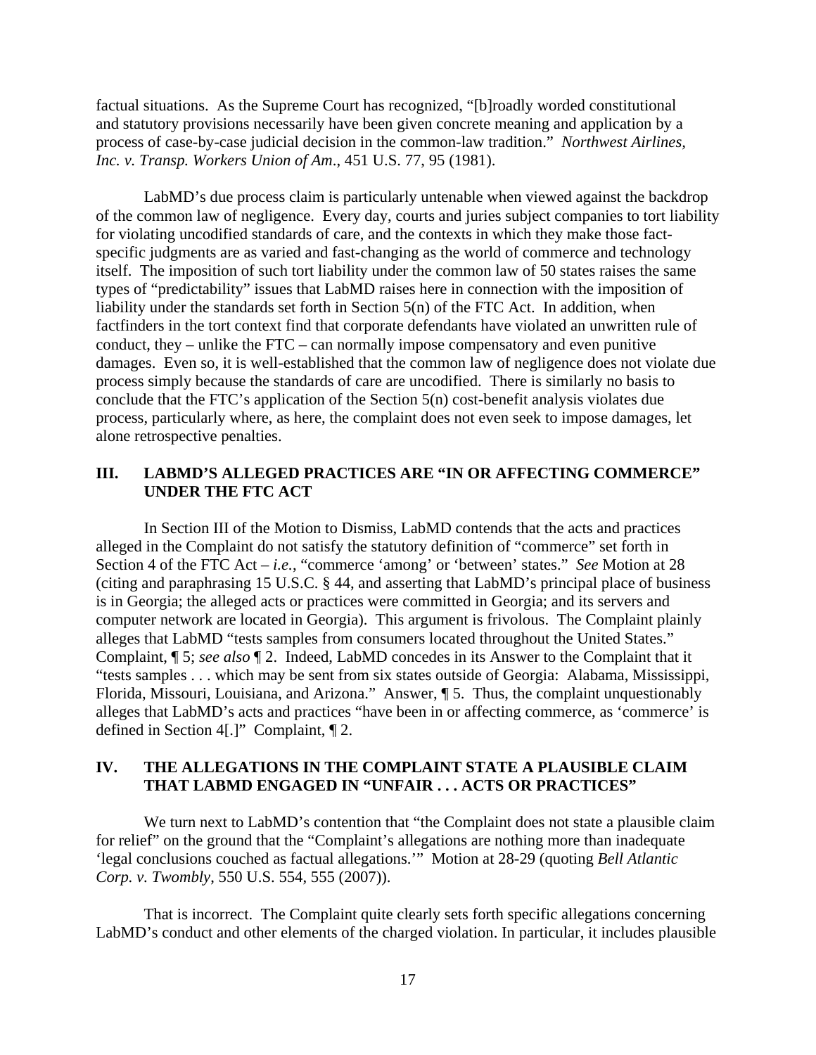factual situations. As the Supreme Court has recognized, "[b]roadly worded constitutional and statutory provisions necessarily have been given concrete meaning and application by a process of case-by-case judicial decision in the common-law tradition." *Northwest Airlines, Inc. v. Transp. Workers Union of Am*., 451 U.S. 77, 95 (1981).

LabMD's due process claim is particularly untenable when viewed against the backdrop of the common law of negligence. Every day, courts and juries subject companies to tort liability for violating uncodified standards of care, and the contexts in which they make those fact-specific judgments are as varied and fast-changing as the world of commerce and technology itself. The imposition of such tort liability under the common law of 50 states raises the same types of "predictability" issues that LabMD raises here in connection with the imposition of liability under the standards set forth in Section 5(n) of the FTC Act. In addition, when factfinders in the tort context find that corporate defendants have violated an unwritten rule of conduct, they – unlike the FTC – can normally impose compensatory and even punitive damages. Even so, it is well-established that the common law of negligence does not violate due process simply because the standards of care are uncodified. There is similarly no basis to conclude that the FTC's application of the Section 5(n) cost-benefit analysis violates due process, particularly where, as here, the complaint does not even seek to impose damages, let alone retrospective penalties.

## III. LABMD'S ALLEGED PRACTICES ARE "IN OR AFFECTING COMMERCE" UNDER THE FTC ACT

In Section III of the Motion to Dismiss, LabMD contends that the acts and practices alleged in the Complaint do not satisfy the statutory definition of "commerce" set forth in Section 4 of the FTC Act – *i.e.*, "commerce 'among' or 'between' states." *See* Motion at 28 (citing and paraphrasing 15 U.S.C. § 44, and asserting that LabMD's principal place of business is in Georgia; the alleged acts or practices were committed in Georgia; and its servers and computer network are located in Georgia). This argument is frivolous. The Complaint plainly alleges that LabMD "tests samples from consumers located throughout the United States." Complaint, ¶ 5; *see also* ¶ 2. Indeed, LabMD concedes in its Answer to the Complaint that it "tests samples . . . which may be sent from six states outside of Georgia: Alabama, Mississippi, Florida, Missouri, Louisiana, and Arizona." Answer, ¶ 5. Thus, the complaint unquestionably alleges that LabMD's acts and practices "have been in or affecting commerce, as 'commerce' is defined in Section 4[.]" Complaint, ¶ 2.

## IV. THE ALLEGATIONS IN THE COMPLAINT STATE A PLAUSIBLE CLAIM THAT LABMD ENGAGED IN "UNFAIR . . . ACTS OR PRACTICES"

We turn next to LabMD's contention that "the Complaint does not state a plausible claim for relief" on the ground that the "Complaint's allegations are nothing more than inadequate 'legal conclusions couched as factual allegations.'" Motion at 28-29 (quoting *Bell Atlantic Corp. v. Twombly*, 550 U.S. 554, 555 (2007)).

That is incorrect. The Complaint quite clearly sets forth specific allegations concerning LabMD's conduct and other elements of the charged violation. In particular, it includes plausible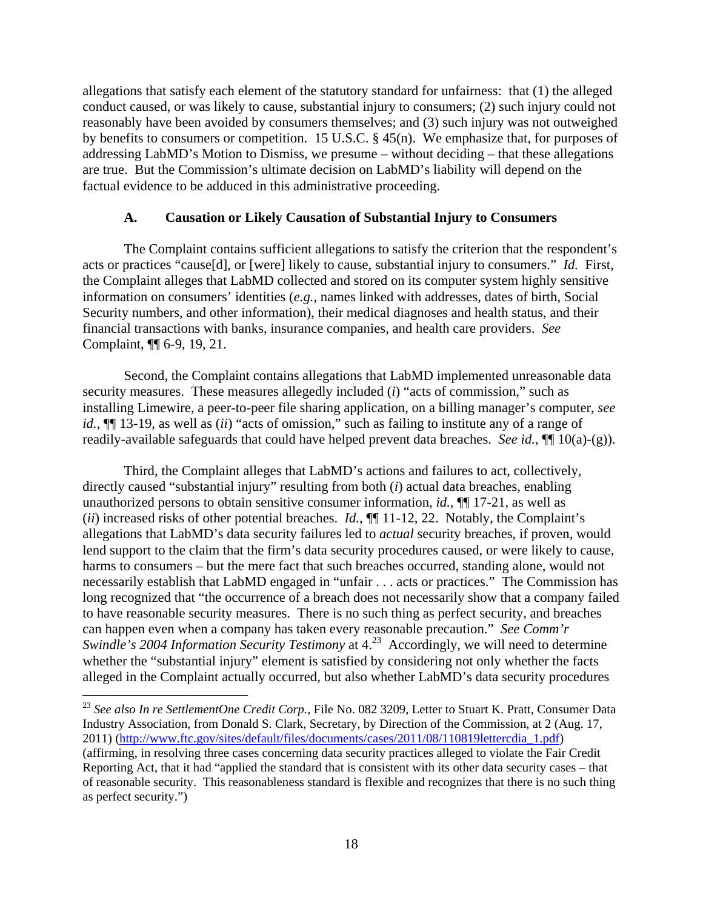allegations that satisfy each element of the statutory standard for unfairness: that (1) the alleged conduct caused, or was likely to cause, substantial injury to consumers; (2) such injury could not reasonably have been avoided by consumers themselves; and (3) such injury was not outweighed by benefits to consumers or competition. 15 U.S.C. § 45(n). We emphasize that, for purposes of addressing LabMD's Motion to Dismiss, we presume – without deciding – that these allegations are true. But the Commission's ultimate decision on LabMD's liability will depend on the factual evidence to be adduced in this administrative proceeding.

### A. Causation or Likely Causation of Substantial Injury to Consumers

The Complaint contains sufficient allegations to satisfy the criterion that the respondent's acts or practices "cause[d], or [were] likely to cause, substantial injury to consumers." *Id.* First, the Complaint alleges that LabMD collected and stored on its computer system highly sensitive information on consumers' identities (*e.g.*, names linked with addresses, dates of birth, Social Security numbers, and other information), their medical diagnoses and health status, and their financial transactions with banks, insurance companies, and health care providers. *See* Complaint, ¶¶ 6-9, 19, 21.

Second, the Complaint contains allegations that LabMD implemented unreasonable data security measures. These measures allegedly included (*i*) "acts of commission," such as installing Limewire, a peer-to-peer file sharing application, on a billing manager's computer, *see id.*, ¶¶ 13-19, as well as (*ii*) "acts of omission," such as failing to institute any of a range of readily-available safeguards that could have helped prevent data breaches. *See id.*, ¶¶ 10(a)-(g)).

Third, the Complaint alleges that LabMD's actions and failures to act, collectively, directly caused "substantial injury" resulting from both (*i*) actual data breaches, enabling unauthorized persons to obtain sensitive consumer information, *id.*, ¶¶ 17-21, as well as (*ii*) increased risks of other potential breaches. *Id.*, ¶¶ 11-12, 22. Notably, the Complaint's allegations that LabMD's data security failures led to *actual* security breaches, if proven, would lend support to the claim that the firm's data security procedures caused, or were likely to cause, harms to consumers – but the mere fact that such breaches occurred, standing alone, would not necessarily establish that LabMD engaged in "unfair . . . acts or practices." The Commission has long recognized that "the occurrence of a breach does not necessarily show that a company failed to have reasonable security measures. There is no such thing as perfect security, and breaches can happen even when a company has taken every reasonable precaution." *See Comm'r Swindle's 2004 Information Security Testimony* at 4.[23] Accordingly, we will need to determine whether the "substantial injury" element is satisfied by considering not only whether the facts alleged in the Complaint actually occurred, but also whether LabMD's data security procedures

---

[23] *See also In re SettlementOne Credit Corp.*, File No. 082 3209, Letter to Stuart K. Pratt, Consumer Data Industry Association, from Donald S. Clark, Secretary, by Direction of the Commission, at 2 (Aug. 17, 2011) (http://www.ftc.gov/sites/default/files/documents/cases/2011/08/110819lettercdia_1.pdf) (affirming, in resolving three cases concerning data security practices alleged to violate the Fair Credit Reporting Act, that it had "applied the standard that is consistent with its other data security cases – that of reasonable security. This reasonableness standard is flexible and recognizes that there is no such thing as perfect security.")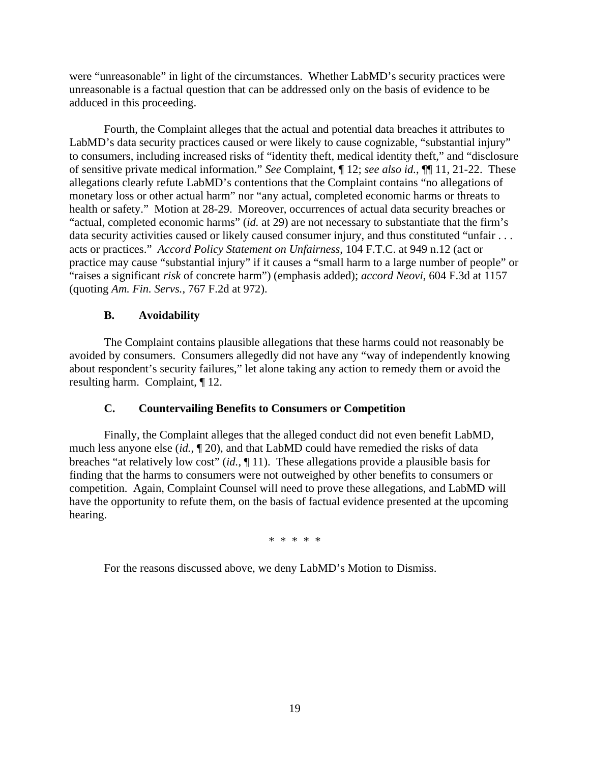were "unreasonable" in light of the circumstances. Whether LabMD's security practices were unreasonable is a factual question that can be addressed only on the basis of evidence to be adduced in this proceeding.

Fourth, the Complaint alleges that the actual and potential data breaches it attributes to LabMD's data security practices caused or were likely to cause cognizable, "substantial injury" to consumers, including increased risks of "identity theft, medical identity theft," and "disclosure of sensitive private medical information." *See* Complaint, ¶ 12; *see also id.*, ¶¶ 11, 21-22. These allegations clearly refute LabMD's contentions that the Complaint contains "no allegations of monetary loss or other actual harm" nor "any actual, completed economic harms or threats to health or safety." Motion at 28-29. Moreover, occurrences of actual data security breaches or "actual, completed economic harms" (*id.* at 29) are not necessary to substantiate that the firm's data security activities caused or likely caused consumer injury, and thus constituted "unfair . . . acts or practices." *Accord Policy Statement on Unfairness*, 104 F.T.C. at 949 n.12 (act or practice may cause "substantial injury" if it causes a "small harm to a large number of people" or "raises a significant *risk* of concrete harm") (emphasis added); *accord Neovi*, 604 F.3d at 1157 (quoting *Am. Fin. Servs.*, 767 F.2d at 972).

### B. Avoidability

The Complaint contains plausible allegations that these harms could not reasonably be avoided by consumers. Consumers allegedly did not have any "way of independently knowing about respondent's security failures," let alone taking any action to remedy them or avoid the resulting harm. Complaint, ¶ 12.

### C. Countervailing Benefits to Consumers or Competition

Finally, the Complaint alleges that the alleged conduct did not even benefit LabMD, much less anyone else (*id.*, ¶ 20), and that LabMD could have remedied the risks of data breaches "at relatively low cost" (*id.*, ¶ 11). These allegations provide a plausible basis for finding that the harms to consumers were not outweighed by other benefits to consumers or competition. Again, Complaint Counsel will need to prove these allegations, and LabMD will have the opportunity to refute them, on the basis of factual evidence presented at the upcoming hearing.

\* \* \* \* \*

For the reasons discussed above, we deny LabMD's Motion to Dismiss.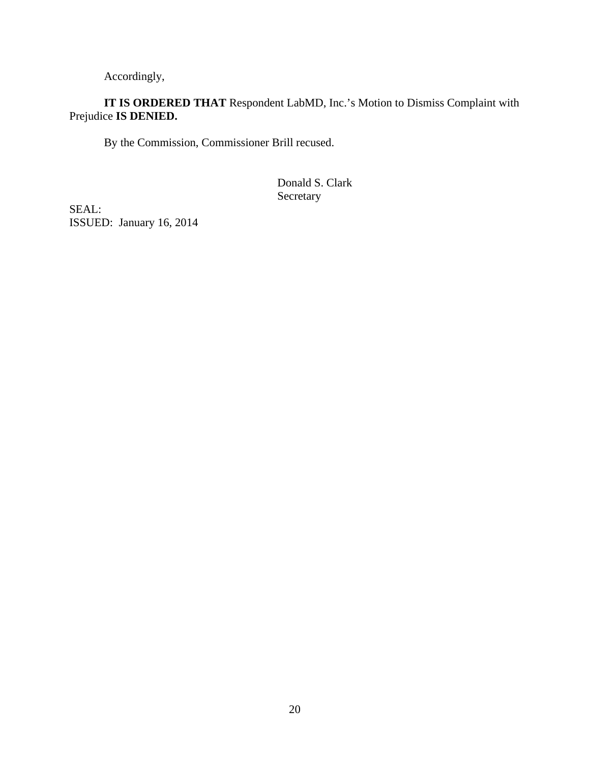Accordingly,

**IT IS ORDERED THAT** Respondent LabMD, Inc.'s Motion to Dismiss Complaint with Prejudice **IS DENIED.**

By the Commission, Commissioner Brill recused.

Donald S. Clark
Secretary

SEAL:
ISSUED: January 16, 2014